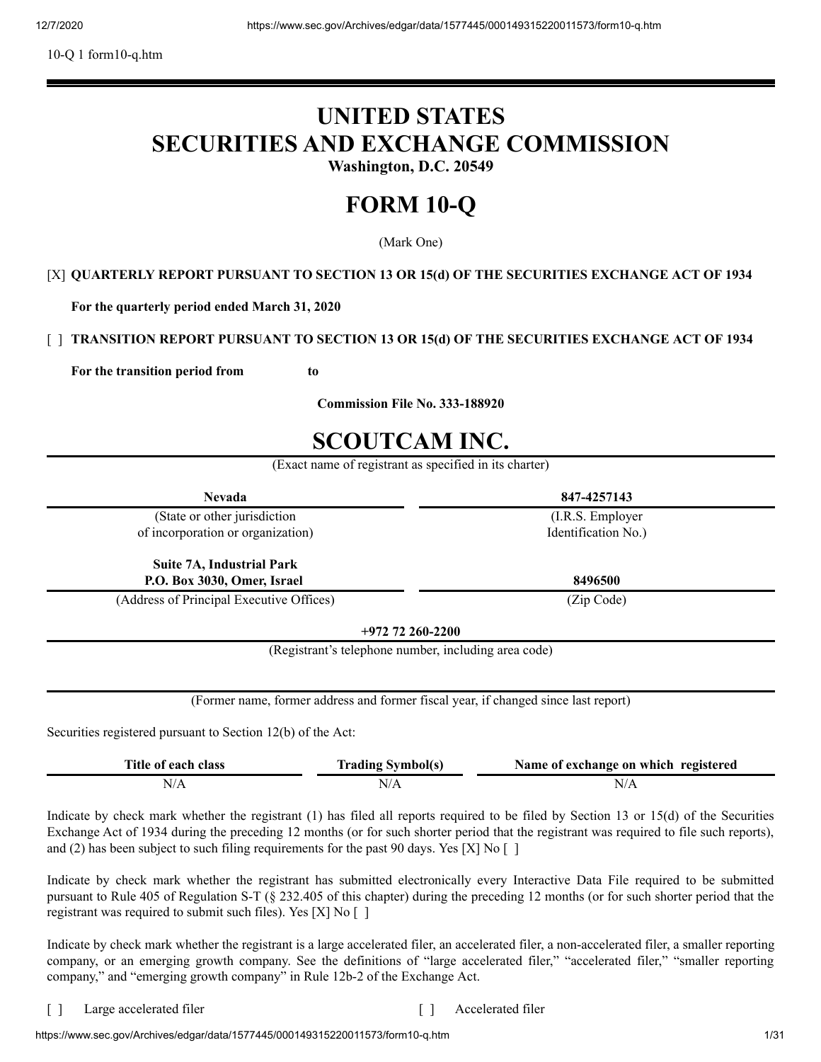10-Q 1 form10-q.htm

# UNITED STATES
# SECURITIES AND EXCHANGE COMMISSION

**Washington, D.C. 20549**

# FORM 10-Q

(Mark One)

[X] **QUARTERLY REPORT PURSUANT TO SECTION 13 OR 15(d) OF THE SECURITIES EXCHANGE ACT OF 1934**

**For the quarterly period ended March 31, 2020**

[ ] **TRANSITION REPORT PURSUANT TO SECTION 13 OR 15(d) OF THE SECURITIES EXCHANGE ACT OF 1934**

**For the transition period from to**

**Commission File No. 333-188920**

# SCOUTCAM INC.

(Exact name of registrant as specified in its charter)

| **Nevada** | **847-4257143** |
|---|---|
| (State or other jurisdiction of incorporation or organization) | (I.R.S. Employer Identification No.) |
| **Suite 7A, Industrial Park P.O. Box 3030, Omer, Israel** | **8496500** |
| (Address of Principal Executive Offices) | (Zip Code) |

**+972 72 260-2200**

(Registrant's telephone number, including area code)

(Former name, former address and former fiscal year, if changed since last report)

Securities registered pursuant to Section 12(b) of the Act:

| Title of each class | Trading Symbol(s) | Name of exchange on which registered |
|---|---|---|
| N/A | N/A | N/A |

Indicate by check mark whether the registrant (1) has filed all reports required to be filed by Section 13 or 15(d) of the Securities Exchange Act of 1934 during the preceding 12 months (or for such shorter period that the registrant was required to file such reports), and (2) has been subject to such filing requirements for the past 90 days. Yes [X] No [ ]

Indicate by check mark whether the registrant has submitted electronically every Interactive Data File required to be submitted pursuant to Rule 405 of Regulation S-T (§ 232.405 of this chapter) during the preceding 12 months (or for such shorter period that the registrant was required to submit such files). Yes [X] No [ ]

Indicate by check mark whether the registrant is a large accelerated filer, an accelerated filer, a non-accelerated filer, a smaller reporting company, or an emerging growth company. See the definitions of "large accelerated filer," "accelerated filer," "smaller reporting company," and "emerging growth company" in Rule 12b-2 of the Exchange Act.

[ ] Large accelerated filer [ ] Accelerated filer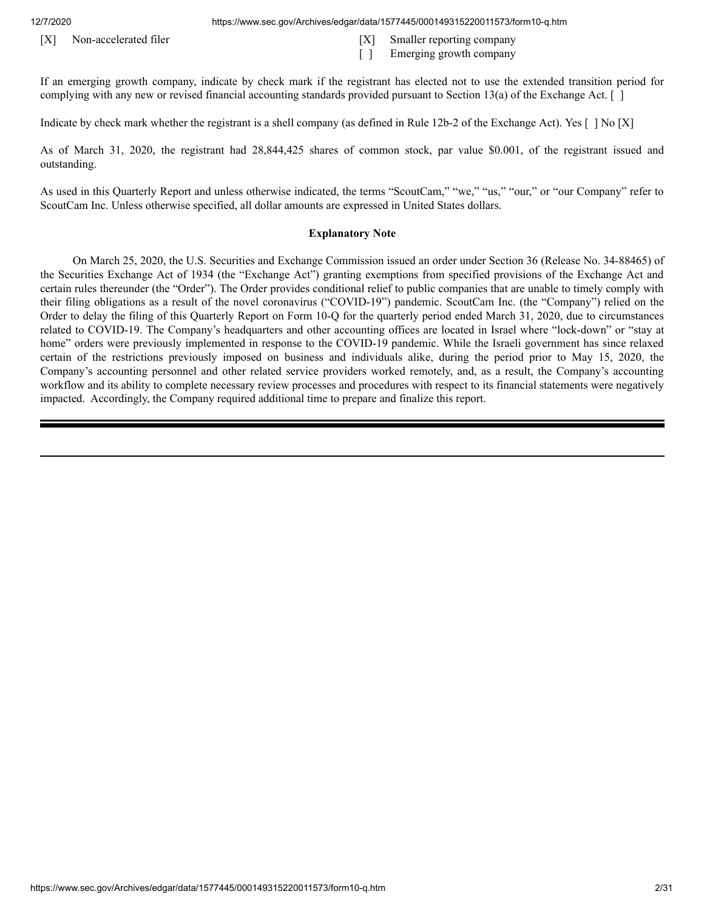[X] Non-accelerated filer

[X] Smaller reporting company

[ ] Emerging growth company

If an emerging growth company, indicate by check mark if the registrant has elected not to use the extended transition period for complying with any new or revised financial accounting standards provided pursuant to Section 13(a) of the Exchange Act. [ ]

Indicate by check mark whether the registrant is a shell company (as defined in Rule 12b-2 of the Exchange Act). Yes [ ] No [X]

As of March 31, 2020, the registrant had 28,844,425 shares of common stock, par value $0.001, of the registrant issued and outstanding.

As used in this Quarterly Report and unless otherwise indicated, the terms "ScoutCam," "we," "us," "our," or "our Company" refer to ScoutCam Inc. Unless otherwise specified, all dollar amounts are expressed in United States dollars.

**Explanatory Note**

On March 25, 2020, the U.S. Securities and Exchange Commission issued an order under Section 36 (Release No. 34-88465) of the Securities Exchange Act of 1934 (the "Exchange Act") granting exemptions from specified provisions of the Exchange Act and certain rules thereunder (the "Order"). The Order provides conditional relief to public companies that are unable to timely comply with their filing obligations as a result of the novel coronavirus ("COVID-19") pandemic. ScoutCam Inc. (the "Company") relied on the Order to delay the filing of this Quarterly Report on Form 10-Q for the quarterly period ended March 31, 2020, due to circumstances related to COVID-19. The Company's headquarters and other accounting offices are located in Israel where "lock-down" or "stay at home" orders were previously implemented in response to the COVID-19 pandemic. While the Israeli government has since relaxed certain of the restrictions previously imposed on business and individuals alike, during the period prior to May 15, 2020, the Company's accounting personnel and other related service providers worked remotely, and, as a result, the Company's accounting workflow and its ability to complete necessary review processes and procedures with respect to its financial statements were negatively impacted. Accordingly, the Company required additional time to prepare and finalize this report.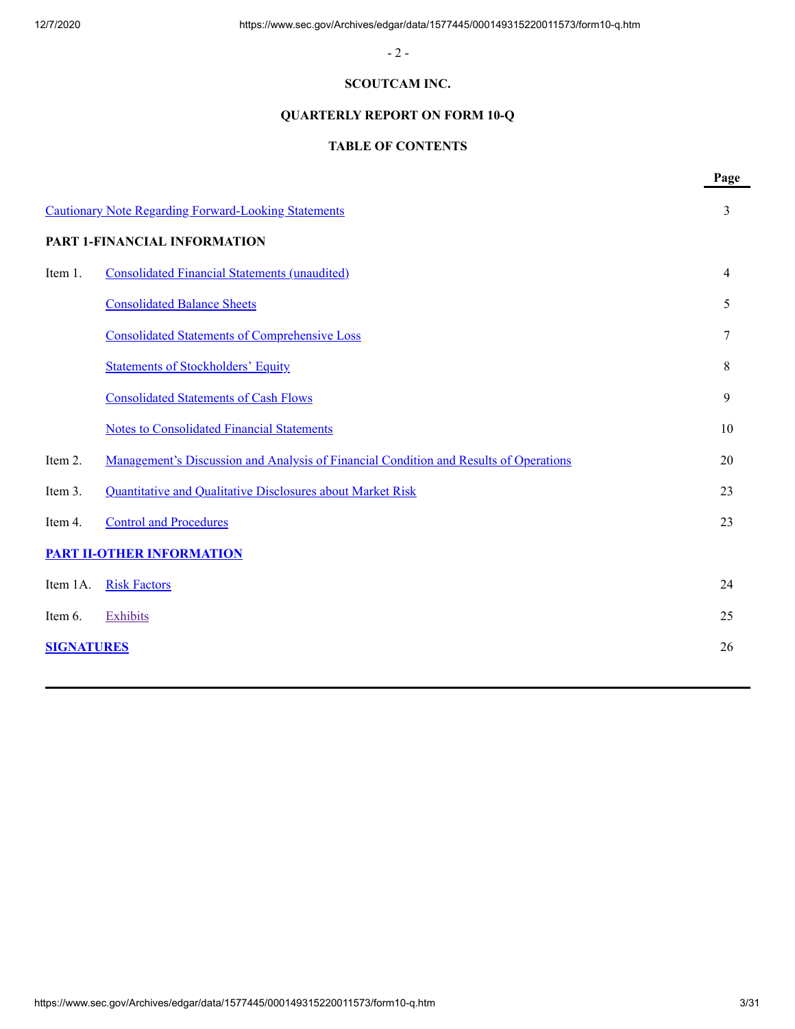**SCOUTCAM INC.**

**QUARTERLY REPORT ON FORM 10-Q**

**TABLE OF CONTENTS**

| | | Page |
|---|---|---|
| Cautionary Note Regarding Forward-Looking Statements | | 3 |
| **PART 1-FINANCIAL INFORMATION** | | |
| Item 1. | Consolidated Financial Statements (unaudited) | 4 |
| | Consolidated Balance Sheets | 5 |
| | Consolidated Statements of Comprehensive Loss | 7 |
| | Statements of Stockholders' Equity | 8 |
| | Consolidated Statements of Cash Flows | 9 |
| | Notes to Consolidated Financial Statements | 10 |
| Item 2. | Management's Discussion and Analysis of Financial Condition and Results of Operations | 20 |
| Item 3. | Quantitative and Qualitative Disclosures about Market Risk | 23 |
| Item 4. | Control and Procedures | 23 |
| **PART II-OTHER INFORMATION** | | |
| Item 1A. | Risk Factors | 24 |
| Item 6. | Exhibits | 25 |
| **SIGNATURES** | | 26 |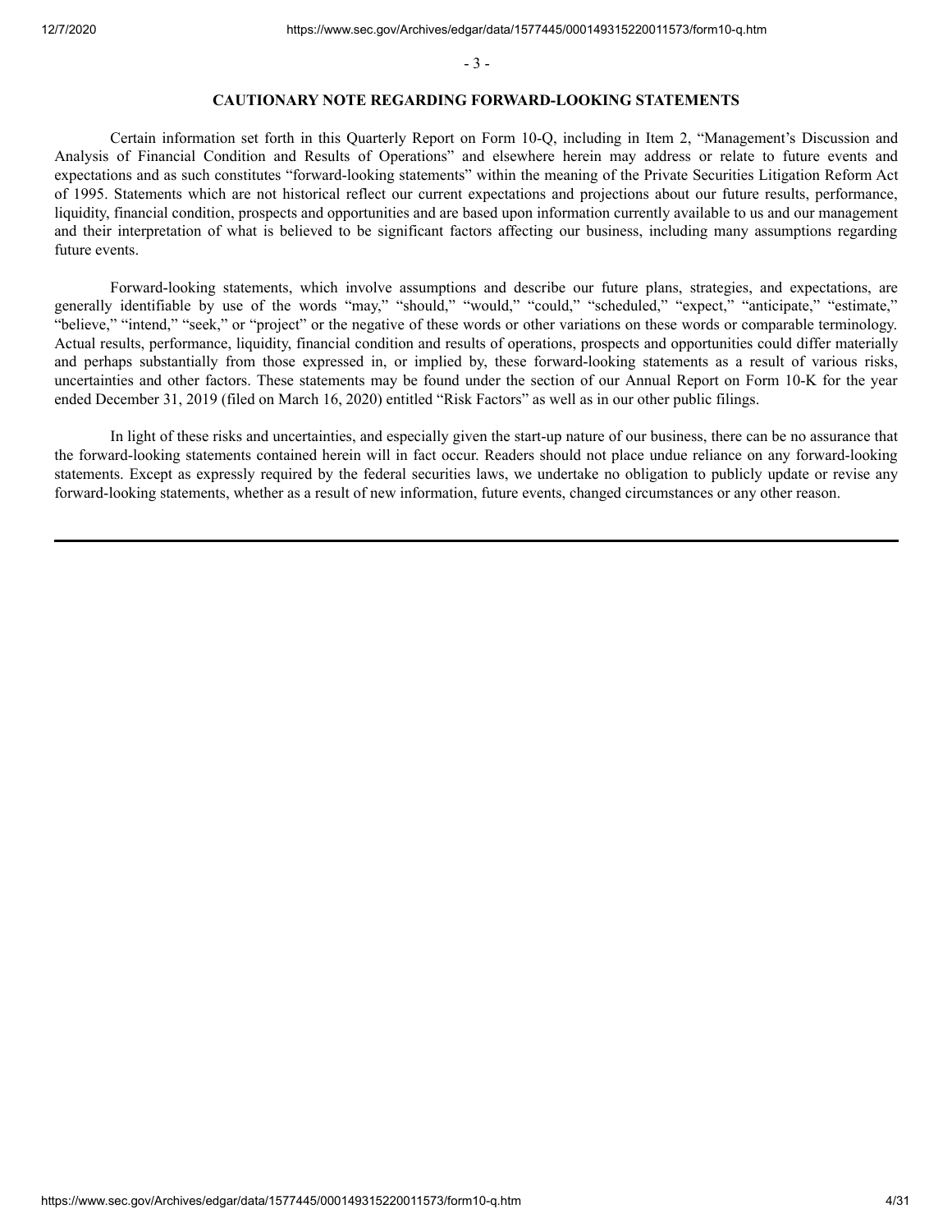## CAUTIONARY NOTE REGARDING FORWARD-LOOKING STATEMENTS

Certain information set forth in this Quarterly Report on Form 10-Q, including in Item 2, "Management's Discussion and Analysis of Financial Condition and Results of Operations" and elsewhere herein may address or relate to future events and expectations and as such constitutes "forward-looking statements" within the meaning of the Private Securities Litigation Reform Act of 1995. Statements which are not historical reflect our current expectations and projections about our future results, performance, liquidity, financial condition, prospects and opportunities and are based upon information currently available to us and our management and their interpretation of what is believed to be significant factors affecting our business, including many assumptions regarding future events.

Forward-looking statements, which involve assumptions and describe our future plans, strategies, and expectations, are generally identifiable by use of the words "may," "should," "would," "could," "scheduled," "expect," "anticipate," "estimate," "believe," "intend," "seek," or "project" or the negative of these words or other variations on these words or comparable terminology. Actual results, performance, liquidity, financial condition and results of operations, prospects and opportunities could differ materially and perhaps substantially from those expressed in, or implied by, these forward-looking statements as a result of various risks, uncertainties and other factors. These statements may be found under the section of our Annual Report on Form 10-K for the year ended December 31, 2019 (filed on March 16, 2020) entitled "Risk Factors" as well as in our other public filings.

In light of these risks and uncertainties, and especially given the start-up nature of our business, there can be no assurance that the forward-looking statements contained herein will in fact occur. Readers should not place undue reliance on any forward-looking statements. Except as expressly required by the federal securities laws, we undertake no obligation to publicly update or revise any forward-looking statements, whether as a result of new information, future events, changed circumstances or any other reason.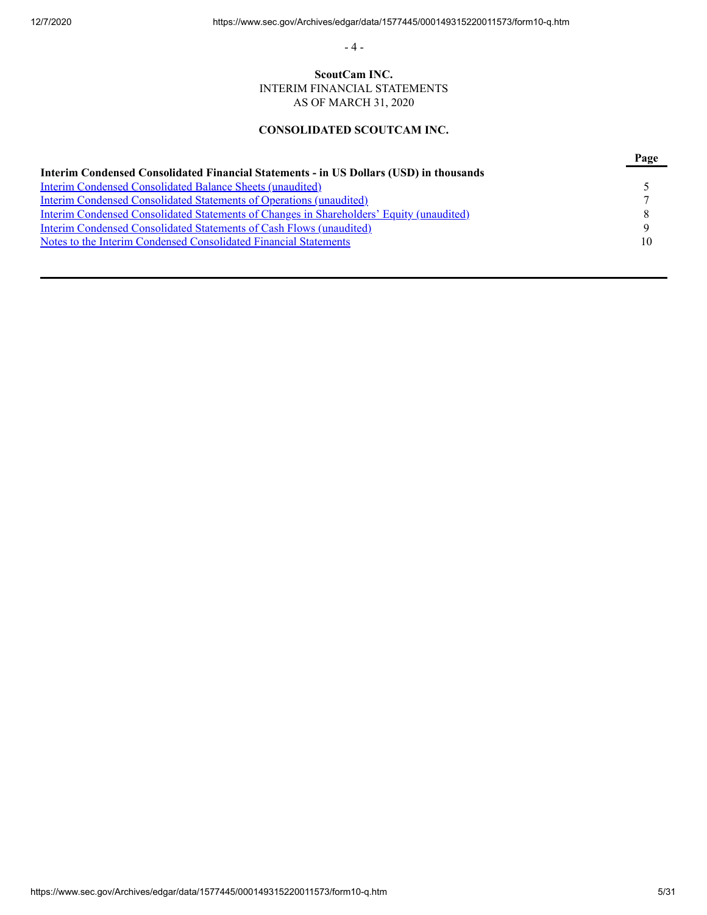**ScoutCam INC.**

INTERIM FINANCIAL STATEMENTS

AS OF MARCH 31, 2020

**CONSOLIDATED SCOUTCAM INC.**

| **Interim Condensed Consolidated Financial Statements - in US Dollars (USD) in thousands** | **Page** |
|---|---|
| Interim Condensed Consolidated Balance Sheets (unaudited) | 5 |
| Interim Condensed Consolidated Statements of Operations (unaudited) | 7 |
| Interim Condensed Consolidated Statements of Changes in Shareholders' Equity (unaudited) | 8 |
| Interim Condensed Consolidated Statements of Cash Flows (unaudited) | 9 |
| Notes to the Interim Condensed Consolidated Financial Statements | 10 |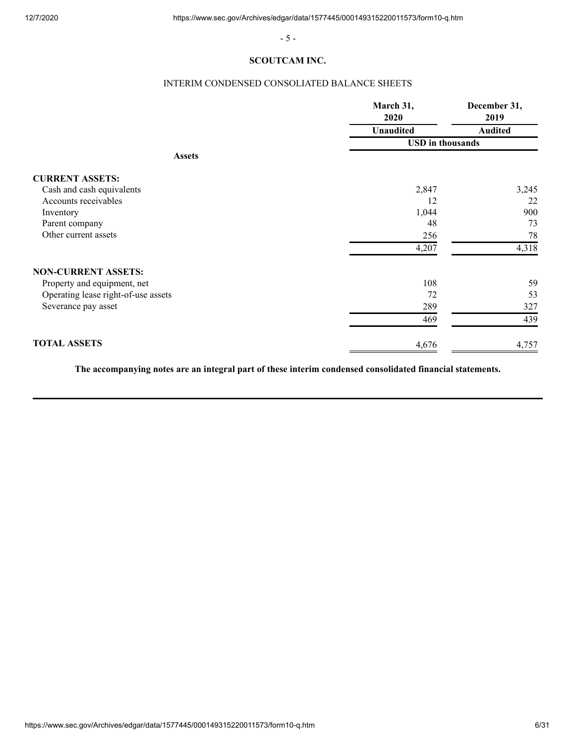# SCOUTCAM INC.

## INTERIM CONDENSED CONSOLIATED BALANCE SHEETS

| | March 31, 2020 | December 31, 2019 |
|---|---|---|
| | Unaudited | Audited |
| | USD in thousands | |
| **Assets** | | |
| **CURRENT ASSETS:** | | |
| Cash and cash equivalents | 2,847 | 3,245 |
| Accounts receivables | 12 | 22 |
| Inventory | 1,044 | 900 |
| Parent company | 48 | 73 |
| Other current assets | 256 | 78 |
| | 4,207 | 4,318 |
| **NON-CURRENT ASSETS:** | | |
| Property and equipment, net | 108 | 59 |
| Operating lease right-of-use assets | 72 | 53 |
| Severance pay asset | 289 | 327 |
| | 469 | 439 |
| **TOTAL ASSETS** | 4,676 | 4,757 |

**The accompanying notes are an integral part of these interim condensed consolidated financial statements.**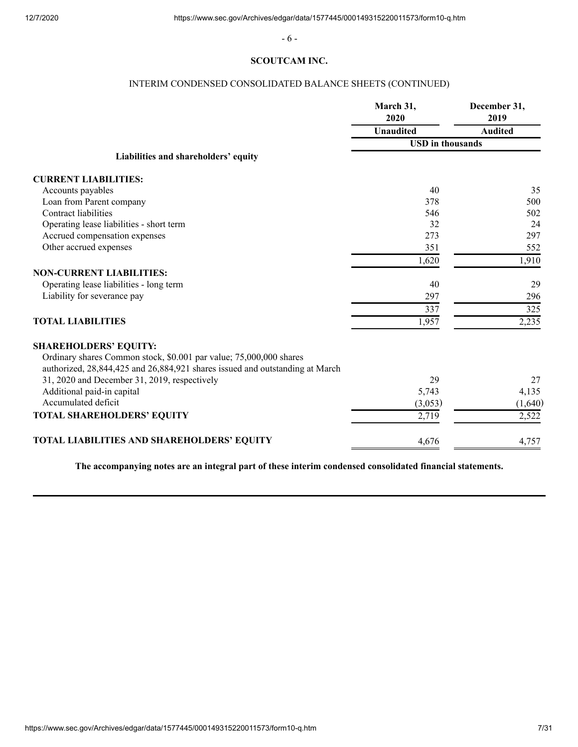## SCOUTCAM INC.

### INTERIM CONDENSED CONSOLIDATED BALANCE SHEETS (CONTINUED)

| | March 31, 2020 | December 31, 2019 |
|---|---|---|
| | Unaudited | Audited |
| | USD in thousands | |
| **Liabilities and shareholders' equity** | | |
| **CURRENT LIABILITIES:** | | |
| Accounts payables | 40 | 35 |
| Loan from Parent company | 378 | 500 |
| Contract liabilities | 546 | 502 |
| Operating lease liabilities - short term | 32 | 24 |
| Accrued compensation expenses | 273 | 297 |
| Other accrued expenses | 351 | 552 |
| | 1,620 | 1,910 |
| **NON-CURRENT LIABILITIES:** | | |
| Operating lease liabilities - long term | 40 | 29 |
| Liability for severance pay | 297 | 296 |
| | 337 | 325 |
| **TOTAL LIABILITIES** | 1,957 | 2,235 |
| **SHAREHOLDERS' EQUITY:** | | |
| Ordinary shares Common stock, $0.001 par value; 75,000,000 shares authorized, 28,844,425 and 26,884,921 shares issued and outstanding at March 31, 2020 and December 31, 2019, respectively | 29 | 27 |
| Additional paid-in capital | 5,743 | 4,135 |
| Accumulated deficit | (3,053) | (1,640) |
| **TOTAL SHAREHOLDERS' EQUITY** | 2,719 | 2,522 |
| **TOTAL LIABILITIES AND SHAREHOLDERS' EQUITY** | 4,676 | 4,757 |

**The accompanying notes are an integral part of these interim condensed consolidated financial statements.**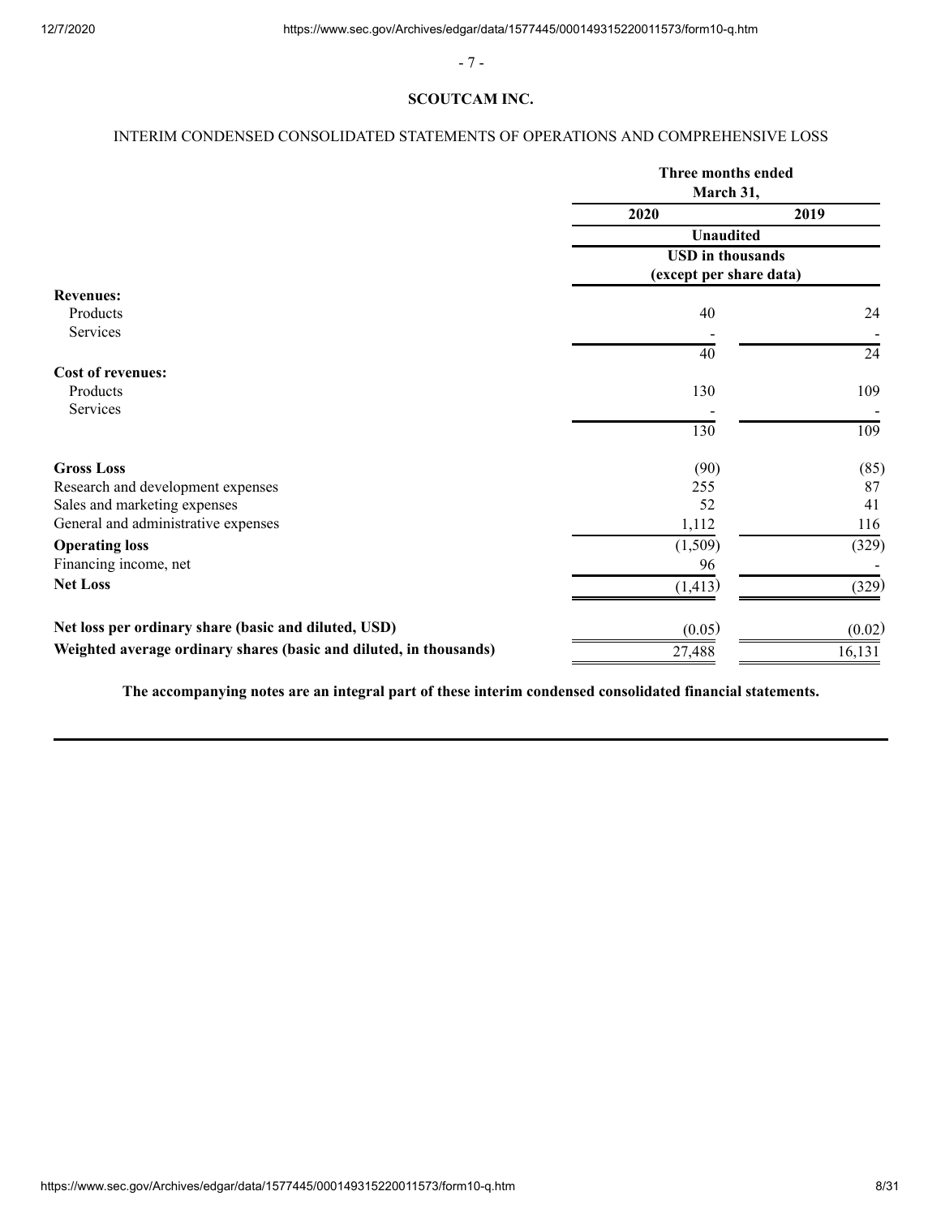## SCOUTCAM INC.

INTERIM CONDENSED CONSOLIDATED STATEMENTS OF OPERATIONS AND COMPREHENSIVE LOSS

| | Three months ended March 31, | |
|---|---|---|
| | 2020 | 2019 |
| | Unaudited | |
| | USD in thousands (except per share data) | |
| **Revenues:** | | |
| Products | 40 | 24 |
| Services | - | - |
| | 40 | 24 |
| **Cost of revenues:** | | |
| Products | 130 | 109 |
| Services | - | - |
| | 130 | 109 |
| **Gross Loss** | (90) | (85) |
| Research and development expenses | 255 | 87 |
| Sales and marketing expenses | 52 | 41 |
| General and administrative expenses | 1,112 | 116 |
| **Operating loss** | (1,509) | (329) |
| Financing income, net | 96 | - |
| **Net Loss** | (1,413) | (329) |
| **Net loss per ordinary share (basic and diluted, USD)** | (0.05) | (0.02) |
| **Weighted average ordinary shares (basic and diluted, in thousands)** | 27,488 | 16,131 |

**The accompanying notes are an integral part of these interim condensed consolidated financial statements.**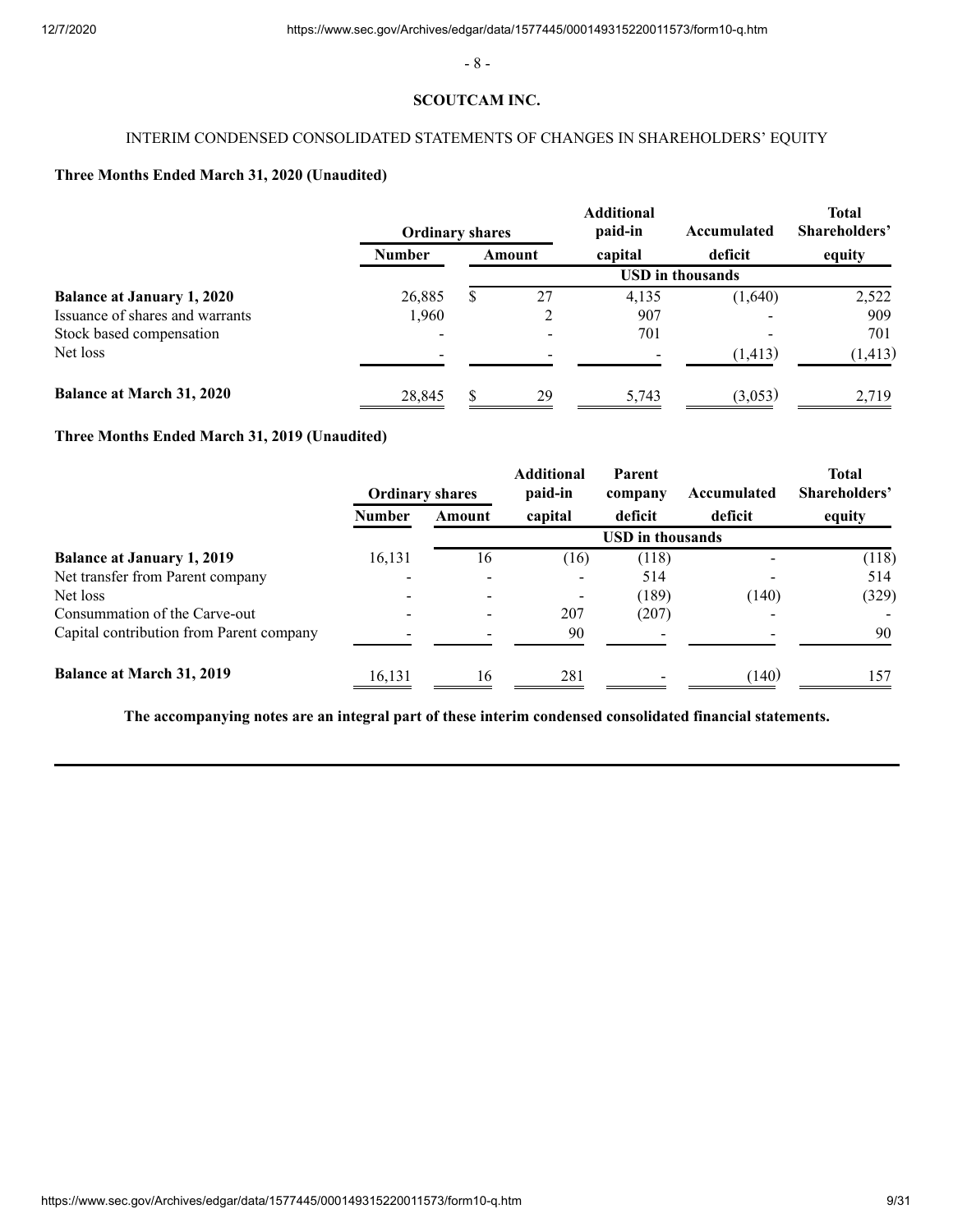**SCOUTCAM INC.**

INTERIM CONDENSED CONSOLIDATED STATEMENTS OF CHANGES IN SHAREHOLDERS' EQUITY

**Three Months Ended March 31, 2020 (Unaudited)**

| | Ordinary shares | | Additional paid-in | Accumulated | Total Shareholders' |
|---|---|---|---|---|---|
| | Number | Amount | capital | deficit | equity |
| | | USD in thousands | | | |
| **Balance at January 1, 2020** | 26,885 | $ 27 | 4,135 | (1,640) | 2,522 |
| Issuance of shares and warrants | 1,960 | 2 | 907 | - | 909 |
| Stock based compensation | - | - | 701 | - | 701 |
| Net loss | - | - | - | (1,413) | (1,413) |
| **Balance at March 31, 2020** | 28,845 | $ 29 | 5,743 | (3,053) | 2,719 |

**Three Months Ended March 31, 2019 (Unaudited)**

| | Ordinary shares | | Additional paid-in | Parent company | Accumulated | Total Shareholders' |
|---|---|---|---|---|---|---|
| | Number | Amount | capital | deficit | deficit | equity |
| | | USD in thousands | | | | |
| **Balance at January 1, 2019** | 16,131 | 16 | (16) | (118) | - | (118) |
| Net transfer from Parent company | - | - | - | 514 | - | 514 |
| Net loss | - | - | - | (189) | (140) | (329) |
| Consummation of the Carve-out | - | - | 207 | (207) | - | - |
| Capital contribution from Parent company | - | - | 90 | - | - | 90 |
| **Balance at March 31, 2019** | 16,131 | 16 | 281 | - | (140) | 157 |

**The accompanying notes are an integral part of these interim condensed consolidated financial statements.**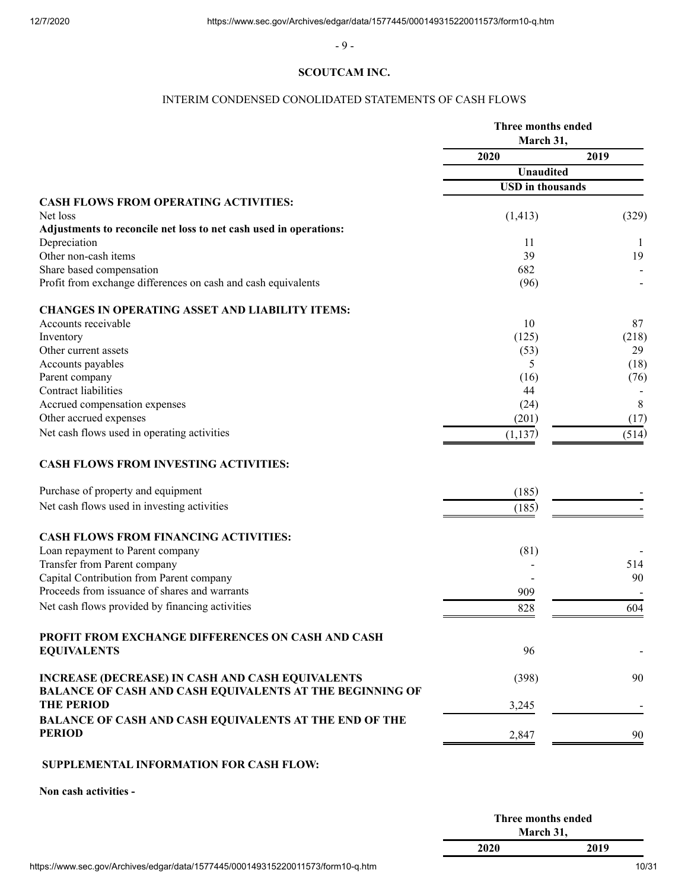**SCOUTCAM INC.**

INTERIM CONDENSED CONOLIDATED STATEMENTS OF CASH FLOWS

| | Three months ended March 31, | |
|---|---|---|
| | 2020 | 2019 |
| | Unaudited | |
| | USD in thousands | |
| **CASH FLOWS FROM OPERATING ACTIVITIES:** | | |
| Net loss | (1,413) | (329) |
| **Adjustments to reconcile net loss to net cash used in operations:** | | |
| Depreciation | 11 | 1 |
| Other non-cash items | 39 | 19 |
| Share based compensation | 682 | - |
| Profit from exchange differences on cash and cash equivalents | (96) | - |
| **CHANGES IN OPERATING ASSET AND LIABILITY ITEMS:** | | |
| Accounts receivable | 10 | 87 |
| Inventory | (125) | (218) |
| Other current assets | (53) | 29 |
| Accounts payables | 5 | (18) |
| Parent company | (16) | (76) |
| Contract liabilities | 44 | - |
| Accrued compensation expenses | (24) | 8 |
| Other accrued expenses | (201) | (17) |
| Net cash flows used in operating activities | (1,137) | (514) |
| **CASH FLOWS FROM INVESTING ACTIVITIES:** | | |
| Purchase of property and equipment | (185) | - |
| Net cash flows used in investing activities | (185) | - |
| **CASH FLOWS FROM FINANCING ACTIVITIES:** | | |
| Loan repayment to Parent company | (81) | - |
| Transfer from Parent company | - | 514 |
| Capital Contribution from Parent company | - | 90 |
| Proceeds from issuance of shares and warrants | 909 | - |
| Net cash flows provided by financing activities | 828 | 604 |
| **PROFIT FROM EXCHANGE DIFFERENCES ON CASH AND CASH EQUIVALENTS** | 96 | - |
| **INCREASE (DECREASE) IN CASH AND CASH EQUIVALENTS** | (398) | 90 |
| **BALANCE OF CASH AND CASH EQUIVALENTS AT THE BEGINNING OF THE PERIOD** | 3,245 | - |
| **BALANCE OF CASH AND CASH EQUIVALENTS AT THE END OF THE PERIOD** | 2,847 | 90 |

**SUPPLEMENTAL INFORMATION FOR CASH FLOW:**

**Non cash activities -**

| | Three months ended March 31, | |
|---|---|---|
| | 2020 | 2019 |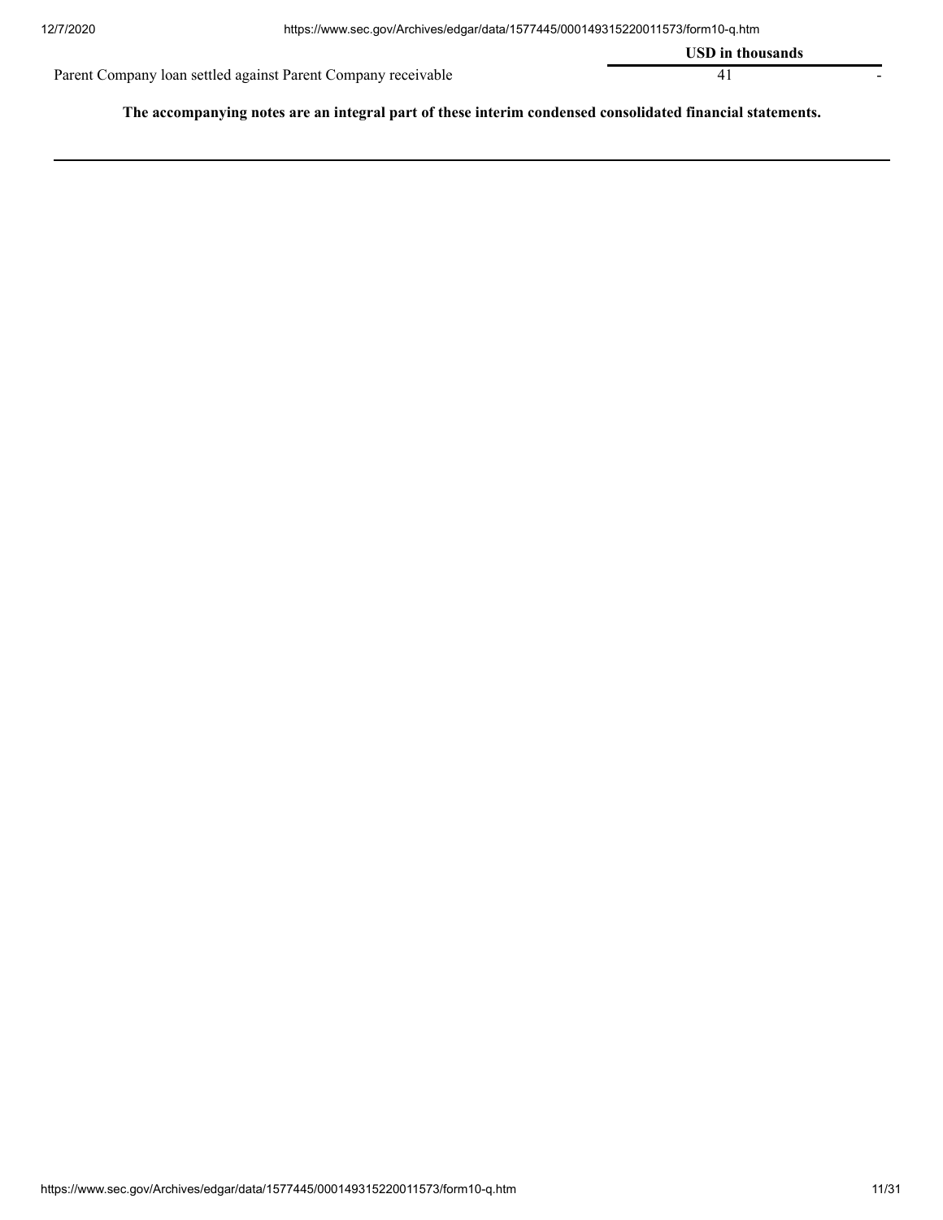| | USD in thousands | |
|---|---|---|
| Parent Company loan settled against Parent Company receivable | 41 | - |

**The accompanying notes are an integral part of these interim condensed consolidated financial statements.**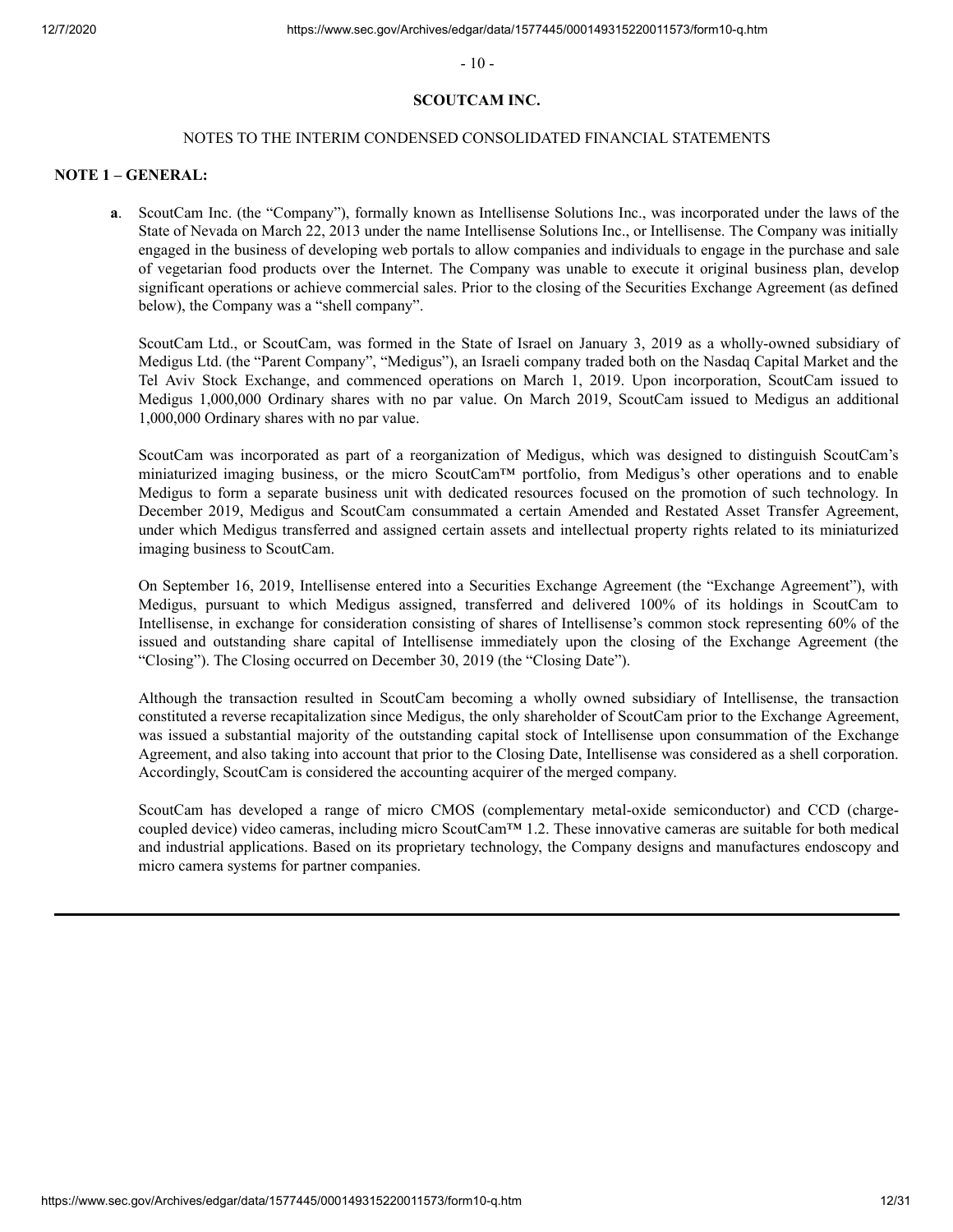## SCOUTCAM INC.

NOTES TO THE INTERIM CONDENSED CONSOLIDATED FINANCIAL STATEMENTS

### NOTE 1 – GENERAL:

**a**. ScoutCam Inc. (the "Company"), formally known as Intellisense Solutions Inc., was incorporated under the laws of the State of Nevada on March 22, 2013 under the name Intellisense Solutions Inc., or Intellisense. The Company was initially engaged in the business of developing web portals to allow companies and individuals to engage in the purchase and sale of vegetarian food products over the Internet. The Company was unable to execute it original business plan, develop significant operations or achieve commercial sales. Prior to the closing of the Securities Exchange Agreement (as defined below), the Company was a "shell company".

ScoutCam Ltd., or ScoutCam, was formed in the State of Israel on January 3, 2019 as a wholly-owned subsidiary of Medigus Ltd. (the "Parent Company", "Medigus"), an Israeli company traded both on the Nasdaq Capital Market and the Tel Aviv Stock Exchange, and commenced operations on March 1, 2019. Upon incorporation, ScoutCam issued to Medigus 1,000,000 Ordinary shares with no par value. On March 2019, ScoutCam issued to Medigus an additional 1,000,000 Ordinary shares with no par value.

ScoutCam was incorporated as part of a reorganization of Medigus, which was designed to distinguish ScoutCam's miniaturized imaging business, or the micro ScoutCam™ portfolio, from Medigus's other operations and to enable Medigus to form a separate business unit with dedicated resources focused on the promotion of such technology. In December 2019, Medigus and ScoutCam consummated a certain Amended and Restated Asset Transfer Agreement, under which Medigus transferred and assigned certain assets and intellectual property rights related to its miniaturized imaging business to ScoutCam.

On September 16, 2019, Intellisense entered into a Securities Exchange Agreement (the "Exchange Agreement"), with Medigus, pursuant to which Medigus assigned, transferred and delivered 100% of its holdings in ScoutCam to Intellisense, in exchange for consideration consisting of shares of Intellisense's common stock representing 60% of the issued and outstanding share capital of Intellisense immediately upon the closing of the Exchange Agreement (the "Closing"). The Closing occurred on December 30, 2019 (the "Closing Date").

Although the transaction resulted in ScoutCam becoming a wholly owned subsidiary of Intellisense, the transaction constituted a reverse recapitalization since Medigus, the only shareholder of ScoutCam prior to the Exchange Agreement, was issued a substantial majority of the outstanding capital stock of Intellisense upon consummation of the Exchange Agreement, and also taking into account that prior to the Closing Date, Intellisense was considered as a shell corporation. Accordingly, ScoutCam is considered the accounting acquirer of the merged company.

ScoutCam has developed a range of micro CMOS (complementary metal-oxide semiconductor) and CCD (charge-coupled device) video cameras, including micro ScoutCam™ 1.2. These innovative cameras are suitable for both medical and industrial applications. Based on its proprietary technology, the Company designs and manufactures endoscopy and micro camera systems for partner companies.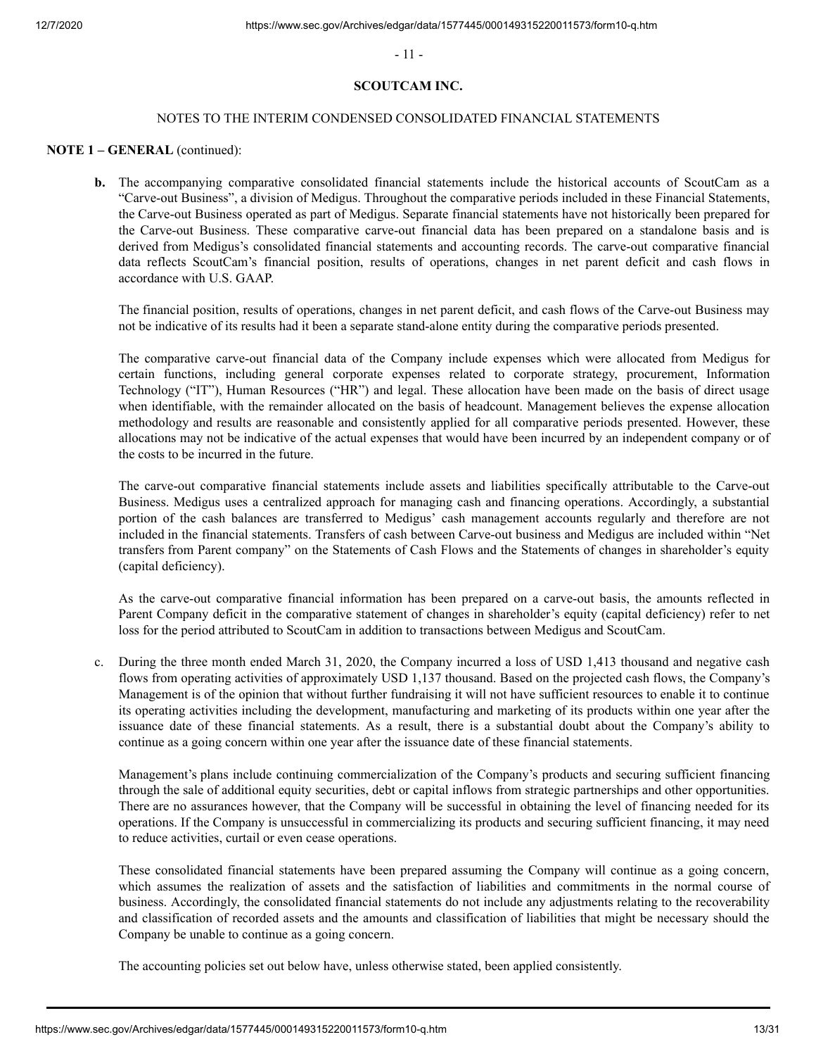## SCOUTCAM INC.

NOTES TO THE INTERIM CONDENSED CONSOLIDATED FINANCIAL STATEMENTS

**NOTE 1 – GENERAL** (continued):

**b.** The accompanying comparative consolidated financial statements include the historical accounts of ScoutCam as a "Carve-out Business", a division of Medigus. Throughout the comparative periods included in these Financial Statements, the Carve-out Business operated as part of Medigus. Separate financial statements have not historically been prepared for the Carve-out Business. These comparative carve-out financial data has been prepared on a standalone basis and is derived from Medigus's consolidated financial statements and accounting records. The carve-out comparative financial data reflects ScoutCam's financial position, results of operations, changes in net parent deficit and cash flows in accordance with U.S. GAAP.

The financial position, results of operations, changes in net parent deficit, and cash flows of the Carve-out Business may not be indicative of its results had it been a separate stand-alone entity during the comparative periods presented.

The comparative carve-out financial data of the Company include expenses which were allocated from Medigus for certain functions, including general corporate expenses related to corporate strategy, procurement, Information Technology ("IT"), Human Resources ("HR") and legal. These allocation have been made on the basis of direct usage when identifiable, with the remainder allocated on the basis of headcount. Management believes the expense allocation methodology and results are reasonable and consistently applied for all comparative periods presented. However, these allocations may not be indicative of the actual expenses that would have been incurred by an independent company or of the costs to be incurred in the future.

The carve-out comparative financial statements include assets and liabilities specifically attributable to the Carve-out Business. Medigus uses a centralized approach for managing cash and financing operations. Accordingly, a substantial portion of the cash balances are transferred to Medigus' cash management accounts regularly and therefore are not included in the financial statements. Transfers of cash between Carve-out business and Medigus are included within "Net transfers from Parent company" on the Statements of Cash Flows and the Statements of changes in shareholder's equity (capital deficiency).

As the carve-out comparative financial information has been prepared on a carve-out basis, the amounts reflected in Parent Company deficit in the comparative statement of changes in shareholder's equity (capital deficiency) refer to net loss for the period attributed to ScoutCam in addition to transactions between Medigus and ScoutCam.

c. During the three month ended March 31, 2020, the Company incurred a loss of USD 1,413 thousand and negative cash flows from operating activities of approximately USD 1,137 thousand. Based on the projected cash flows, the Company's Management is of the opinion that without further fundraising it will not have sufficient resources to enable it to continue its operating activities including the development, manufacturing and marketing of its products within one year after the issuance date of these financial statements. As a result, there is a substantial doubt about the Company's ability to continue as a going concern within one year after the issuance date of these financial statements.

Management's plans include continuing commercialization of the Company's products and securing sufficient financing through the sale of additional equity securities, debt or capital inflows from strategic partnerships and other opportunities. There are no assurances however, that the Company will be successful in obtaining the level of financing needed for its operations. If the Company is unsuccessful in commercializing its products and securing sufficient financing, it may need to reduce activities, curtail or even cease operations.

These consolidated financial statements have been prepared assuming the Company will continue as a going concern, which assumes the realization of assets and the satisfaction of liabilities and commitments in the normal course of business. Accordingly, the consolidated financial statements do not include any adjustments relating to the recoverability and classification of recorded assets and the amounts and classification of liabilities that might be necessary should the Company be unable to continue as a going concern.

The accounting policies set out below have, unless otherwise stated, been applied consistently.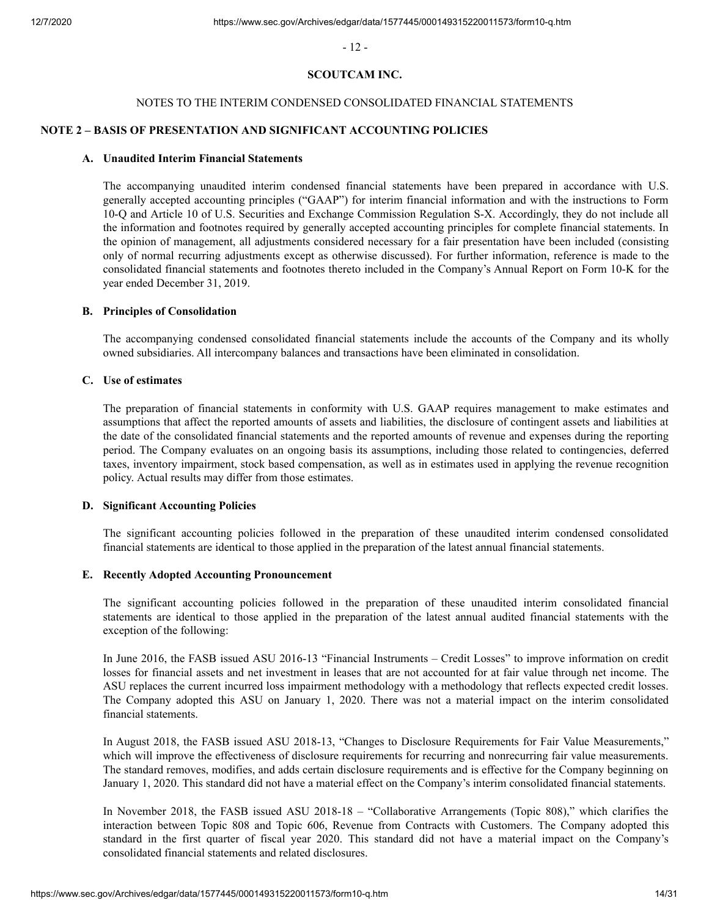**SCOUTCAM INC.**

NOTES TO THE INTERIM CONDENSED CONSOLIDATED FINANCIAL STATEMENTS

## NOTE 2 – BASIS OF PRESENTATION AND SIGNIFICANT ACCOUNTING POLICIES

### A. Unaudited Interim Financial Statements

The accompanying unaudited interim condensed financial statements have been prepared in accordance with U.S. generally accepted accounting principles ("GAAP") for interim financial information and with the instructions to Form 10-Q and Article 10 of U.S. Securities and Exchange Commission Regulation S-X. Accordingly, they do not include all the information and footnotes required by generally accepted accounting principles for complete financial statements. In the opinion of management, all adjustments considered necessary for a fair presentation have been included (consisting only of normal recurring adjustments except as otherwise discussed). For further information, reference is made to the consolidated financial statements and footnotes thereto included in the Company's Annual Report on Form 10-K for the year ended December 31, 2019.

### B. Principles of Consolidation

The accompanying condensed consolidated financial statements include the accounts of the Company and its wholly owned subsidiaries. All intercompany balances and transactions have been eliminated in consolidation.

### C. Use of estimates

The preparation of financial statements in conformity with U.S. GAAP requires management to make estimates and assumptions that affect the reported amounts of assets and liabilities, the disclosure of contingent assets and liabilities at the date of the consolidated financial statements and the reported amounts of revenue and expenses during the reporting period. The Company evaluates on an ongoing basis its assumptions, including those related to contingencies, deferred taxes, inventory impairment, stock based compensation, as well as in estimates used in applying the revenue recognition policy. Actual results may differ from those estimates.

### D. Significant Accounting Policies

The significant accounting policies followed in the preparation of these unaudited interim condensed consolidated financial statements are identical to those applied in the preparation of the latest annual financial statements.

### E. Recently Adopted Accounting Pronouncement

The significant accounting policies followed in the preparation of these unaudited interim consolidated financial statements are identical to those applied in the preparation of the latest annual audited financial statements with the exception of the following:

In June 2016, the FASB issued ASU 2016-13 "Financial Instruments – Credit Losses" to improve information on credit losses for financial assets and net investment in leases that are not accounted for at fair value through net income. The ASU replaces the current incurred loss impairment methodology with a methodology that reflects expected credit losses. The Company adopted this ASU on January 1, 2020. There was not a material impact on the interim consolidated financial statements.

In August 2018, the FASB issued ASU 2018-13, "Changes to Disclosure Requirements for Fair Value Measurements," which will improve the effectiveness of disclosure requirements for recurring and nonrecurring fair value measurements. The standard removes, modifies, and adds certain disclosure requirements and is effective for the Company beginning on January 1, 2020. This standard did not have a material effect on the Company's interim consolidated financial statements.

In November 2018, the FASB issued ASU 2018-18 – "Collaborative Arrangements (Topic 808)," which clarifies the interaction between Topic 808 and Topic 606, Revenue from Contracts with Customers. The Company adopted this standard in the first quarter of fiscal year 2020. This standard did not have a material impact on the Company's consolidated financial statements and related disclosures.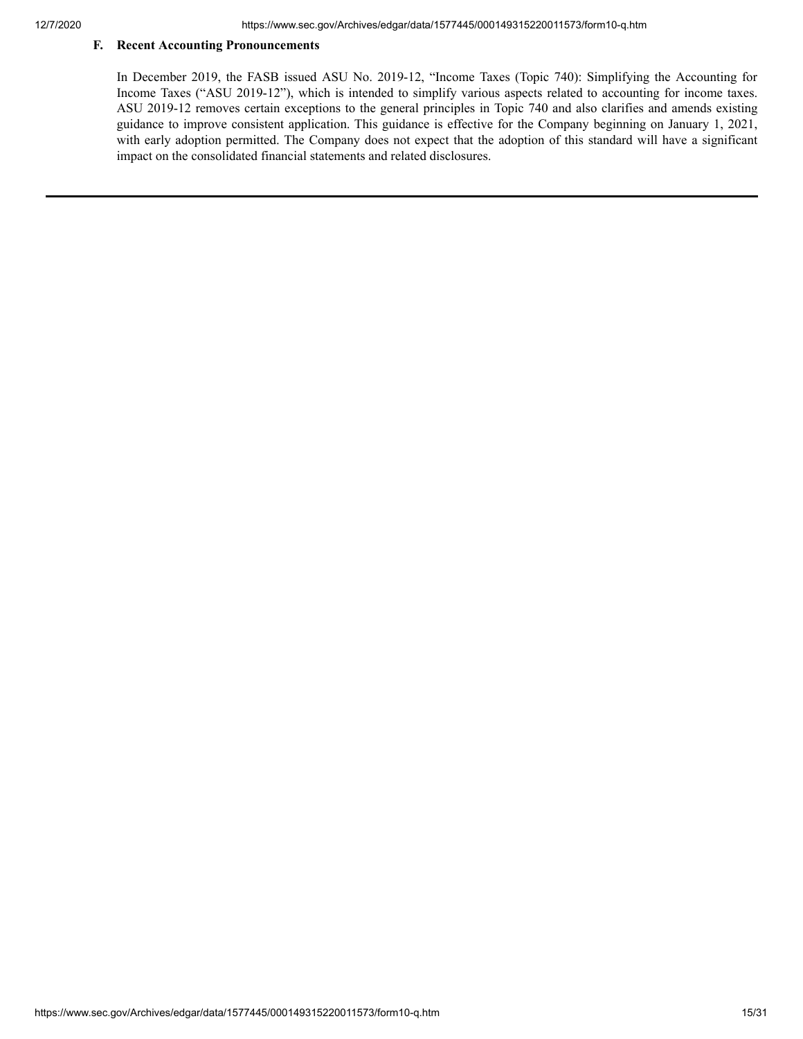### F. Recent Accounting Pronouncements

In December 2019, the FASB issued ASU No. 2019-12, "Income Taxes (Topic 740): Simplifying the Accounting for Income Taxes ("ASU 2019-12"), which is intended to simplify various aspects related to accounting for income taxes. ASU 2019-12 removes certain exceptions to the general principles in Topic 740 and also clarifies and amends existing guidance to improve consistent application. This guidance is effective for the Company beginning on January 1, 2021, with early adoption permitted. The Company does not expect that the adoption of this standard will have a significant impact on the consolidated financial statements and related disclosures.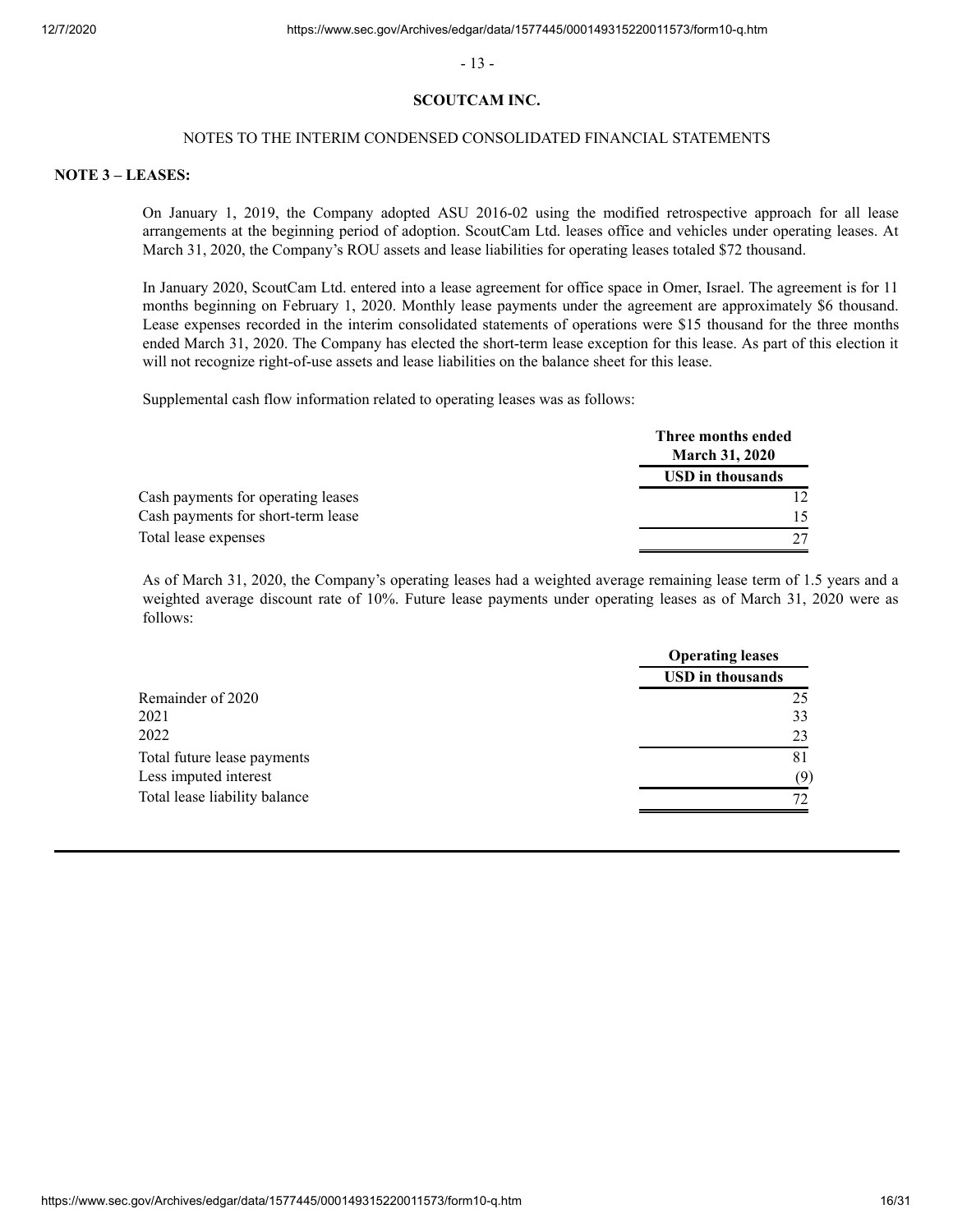**SCOUTCAM INC.**

NOTES TO THE INTERIM CONDENSED CONSOLIDATED FINANCIAL STATEMENTS

**NOTE 3 – LEASES:**

On January 1, 2019, the Company adopted ASU 2016-02 using the modified retrospective approach for all lease arrangements at the beginning period of adoption. ScoutCam Ltd. leases office and vehicles under operating leases. At March 31, 2020, the Company's ROU assets and lease liabilities for operating leases totaled $72 thousand.

In January 2020, ScoutCam Ltd. entered into a lease agreement for office space in Omer, Israel. The agreement is for 11 months beginning on February 1, 2020. Monthly lease payments under the agreement are approximately $6 thousand. Lease expenses recorded in the interim consolidated statements of operations were $15 thousand for the three months ended March 31, 2020. The Company has elected the short-term lease exception for this lease. As part of this election it will not recognize right-of-use assets and lease liabilities on the balance sheet for this lease.

Supplemental cash flow information related to operating leases was as follows:

| | Three months ended March 31, 2020 |
|---|---|
| | USD in thousands |
| Cash payments for operating leases | 12 |
| Cash payments for short-term lease | 15 |
| Total lease expenses | 27 |

As of March 31, 2020, the Company's operating leases had a weighted average remaining lease term of 1.5 years and a weighted average discount rate of 10%. Future lease payments under operating leases as of March 31, 2020 were as follows:

| | Operating leases |
|---|---|
| | USD in thousands |
| Remainder of 2020 | 25 |
| 2021 | 33 |
| 2022 | 23 |
| Total future lease payments | 81 |
| Less imputed interest | (9) |
| Total lease liability balance | 72 |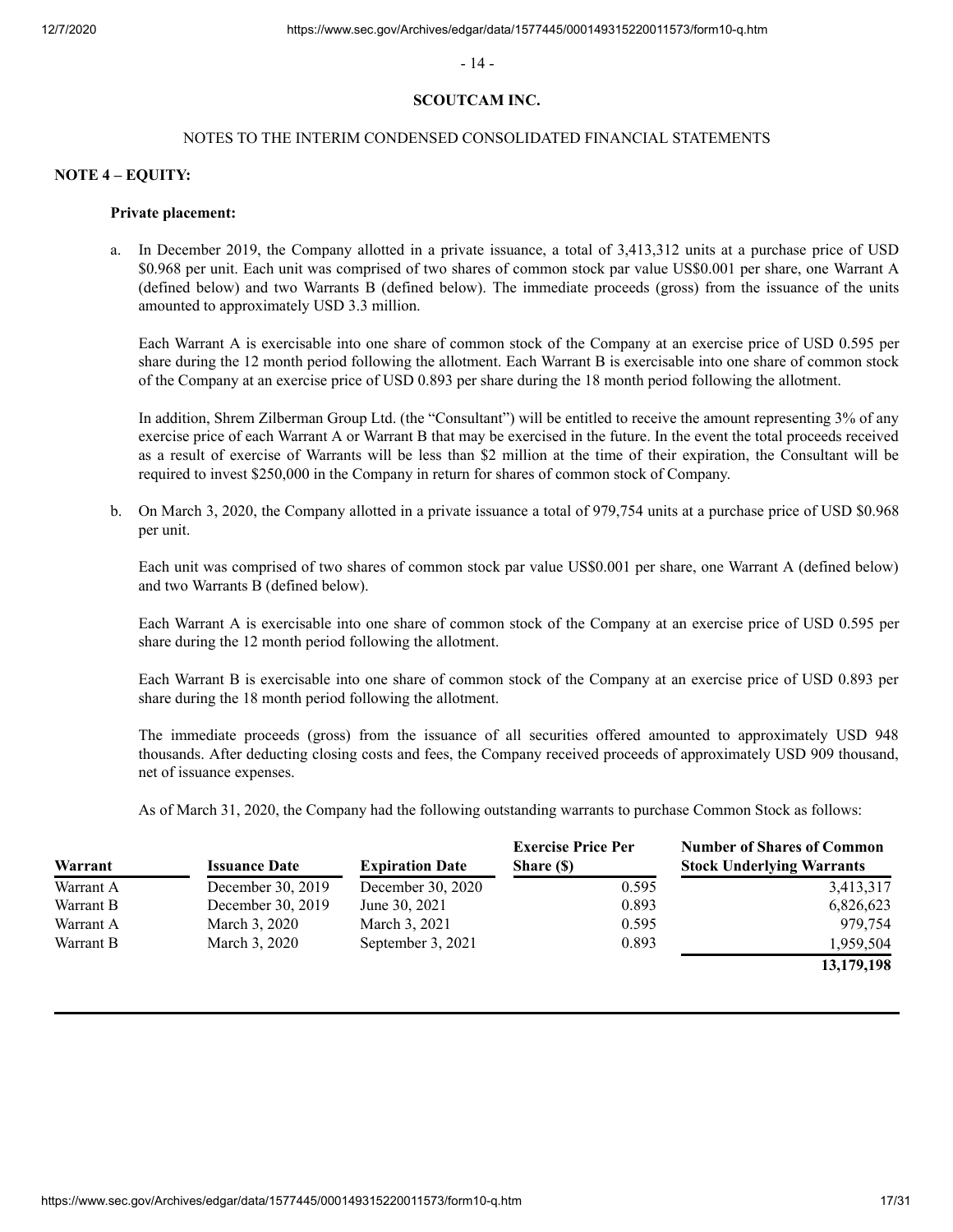**SCOUTCAM INC.**

NOTES TO THE INTERIM CONDENSED CONSOLIDATED FINANCIAL STATEMENTS

**NOTE 4 – EQUITY:**

**Private placement:**

a. In December 2019, the Company allotted in a private issuance, a total of 3,413,312 units at a purchase price of USD $0.968 per unit. Each unit was comprised of two shares of common stock par value US$0.001 per share, one Warrant A (defined below) and two Warrants B (defined below). The immediate proceeds (gross) from the issuance of the units amounted to approximately USD 3.3 million.

   Each Warrant A is exercisable into one share of common stock of the Company at an exercise price of USD 0.595 per share during the 12 month period following the allotment. Each Warrant B is exercisable into one share of common stock of the Company at an exercise price of USD 0.893 per share during the 18 month period following the allotment.

   In addition, Shrem Zilberman Group Ltd. (the "Consultant") will be entitled to receive the amount representing 3% of any exercise price of each Warrant A or Warrant B that may be exercised in the future. In the event the total proceeds received as a result of exercise of Warrants will be less than $2 million at the time of their expiration, the Consultant will be required to invest $250,000 in the Company in return for shares of common stock of Company.

b. On March 3, 2020, the Company allotted in a private issuance a total of 979,754 units at a purchase price of USD $0.968 per unit.

   Each unit was comprised of two shares of common stock par value US$0.001 per share, one Warrant A (defined below) and two Warrants B (defined below).

   Each Warrant A is exercisable into one share of common stock of the Company at an exercise price of USD 0.595 per share during the 12 month period following the allotment.

   Each Warrant B is exercisable into one share of common stock of the Company at an exercise price of USD 0.893 per share during the 18 month period following the allotment.

   The immediate proceeds (gross) from the issuance of all securities offered amounted to approximately USD 948 thousands. After deducting closing costs and fees, the Company received proceeds of approximately USD 909 thousand, net of issuance expenses.

   As of March 31, 2020, the Company had the following outstanding warrants to purchase Common Stock as follows:

| Warrant | Issuance Date | Expiration Date | Exercise Price Per Share ($) | Number of Shares of Common Stock Underlying Warrants |
|---|---|---|---|---|
| Warrant A | December 30, 2019 | December 30, 2020 | 0.595 | 3,413,317 |
| Warrant B | December 30, 2019 | June 30, 2021 | 0.893 | 6,826,623 |
| Warrant A | March 3, 2020 | March 3, 2021 | 0.595 | 979,754 |
| Warrant B | March 3, 2020 | September 3, 2021 | 0.893 | 1,959,504 |
| | | | | **13,179,198** |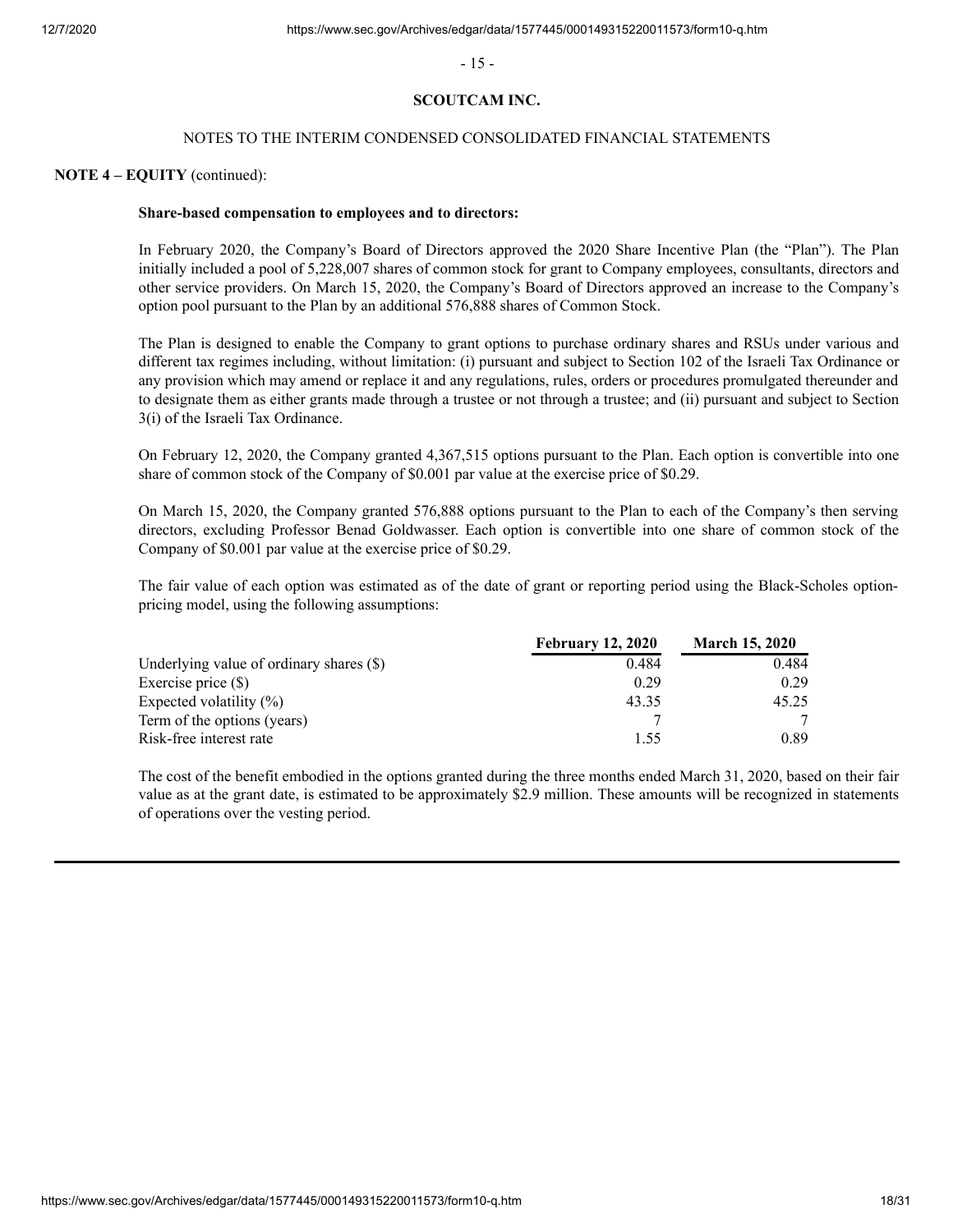**SCOUTCAM INC.**

NOTES TO THE INTERIM CONDENSED CONSOLIDATED FINANCIAL STATEMENTS

**NOTE 4 – EQUITY** (continued):

**Share-based compensation to employees and to directors:**

In February 2020, the Company's Board of Directors approved the 2020 Share Incentive Plan (the "Plan"). The Plan initially included a pool of 5,228,007 shares of common stock for grant to Company employees, consultants, directors and other service providers. On March 15, 2020, the Company's Board of Directors approved an increase to the Company's option pool pursuant to the Plan by an additional 576,888 shares of Common Stock.

The Plan is designed to enable the Company to grant options to purchase ordinary shares and RSUs under various and different tax regimes including, without limitation: (i) pursuant and subject to Section 102 of the Israeli Tax Ordinance or any provision which may amend or replace it and any regulations, rules, orders or procedures promulgated thereunder and to designate them as either grants made through a trustee or not through a trustee; and (ii) pursuant and subject to Section 3(i) of the Israeli Tax Ordinance.

On February 12, 2020, the Company granted 4,367,515 options pursuant to the Plan. Each option is convertible into one share of common stock of the Company of $0.001 par value at the exercise price of $0.29.

On March 15, 2020, the Company granted 576,888 options pursuant to the Plan to each of the Company's then serving directors, excluding Professor Benad Goldwasser. Each option is convertible into one share of common stock of the Company of $0.001 par value at the exercise price of $0.29.

The fair value of each option was estimated as of the date of grant or reporting period using the Black-Scholes option-pricing model, using the following assumptions:

| | February 12, 2020 | March 15, 2020 |
|---|---|---|
| Underlying value of ordinary shares ($) | 0.484 | 0.484 |
| Exercise price ($) | 0.29 | 0.29 |
| Expected volatility (%) | 43.35 | 45.25 |
| Term of the options (years) | 7 | 7 |
| Risk-free interest rate | 1.55 | 0.89 |

The cost of the benefit embodied in the options granted during the three months ended March 31, 2020, based on their fair value as at the grant date, is estimated to be approximately $2.9 million. These amounts will be recognized in statements of operations over the vesting period.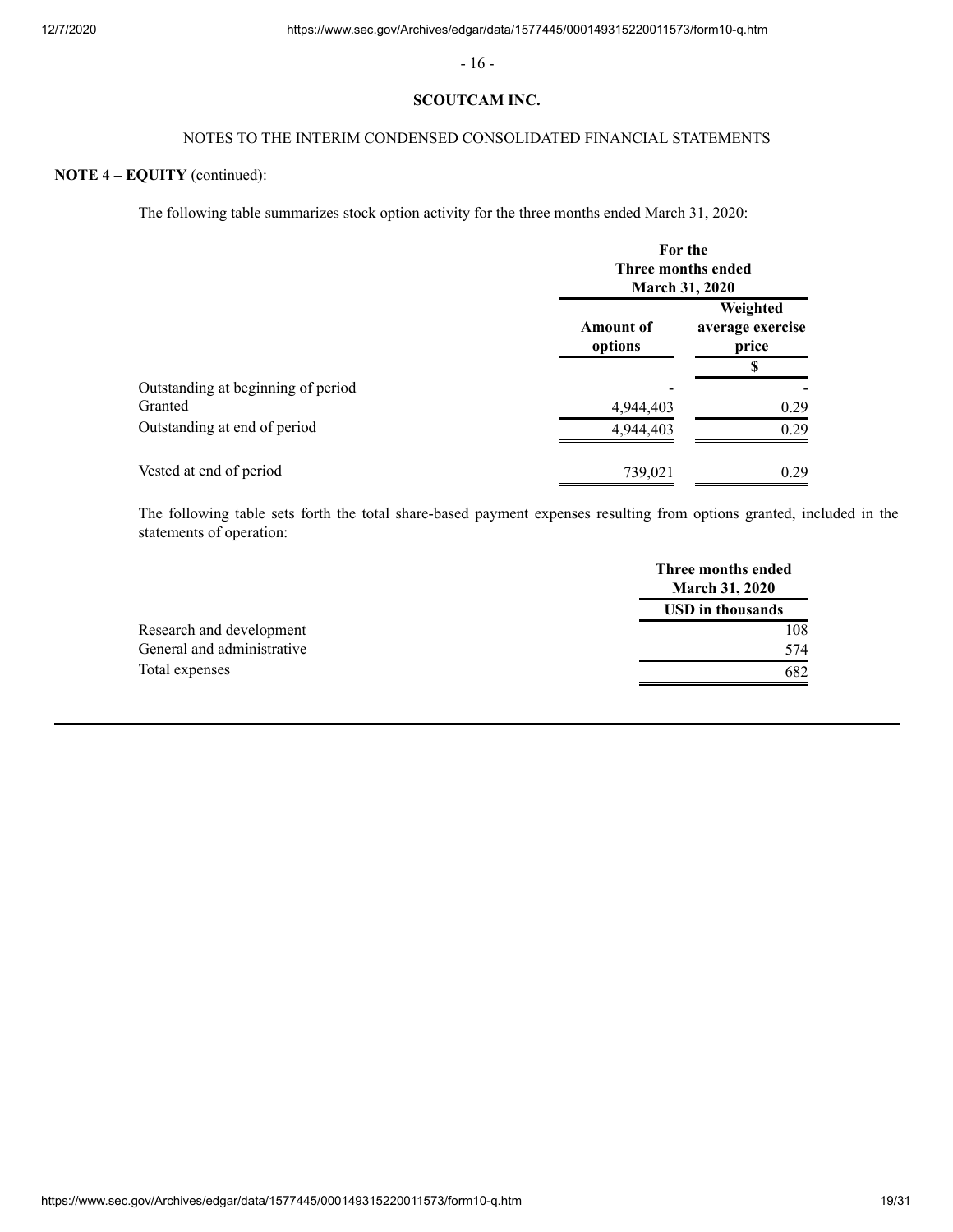**SCOUTCAM INC.**

NOTES TO THE INTERIM CONDENSED CONSOLIDATED FINANCIAL STATEMENTS

**NOTE 4 – EQUITY** (continued):

The following table summarizes stock option activity for the three months ended March 31, 2020:

| | For the Three months ended March 31, 2020 | |
|---|---|---|
| | Amount of options | Weighted average exercise price |
| | | $ |
| Outstanding at beginning of period | - | - |
| Granted | 4,944,403 | 0.29 |
| Outstanding at end of period | 4,944,403 | 0.29 |
| Vested at end of period | 739,021 | 0.29 |

The following table sets forth the total share-based payment expenses resulting from options granted, included in the statements of operation:

| | Three months ended March 31, 2020 |
|---|---|
| | USD in thousands |
| Research and development | 108 |
| General and administrative | 574 |
| Total expenses | 682 |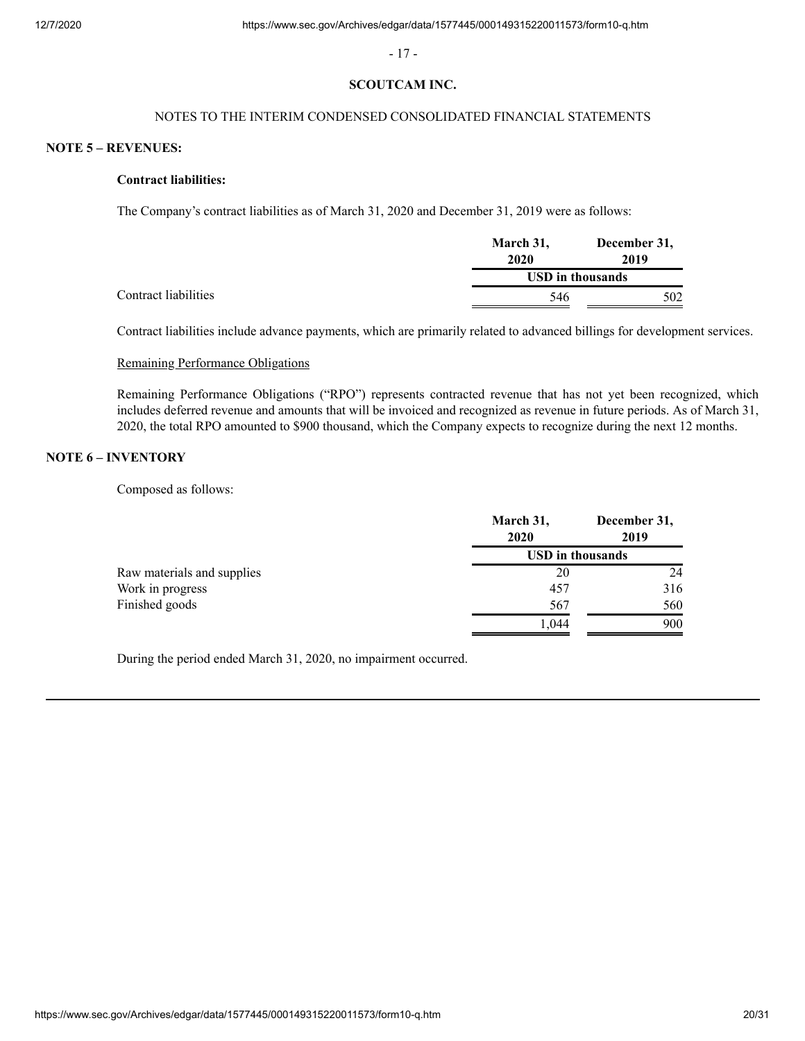**SCOUTCAM INC.**

NOTES TO THE INTERIM CONDENSED CONSOLIDATED FINANCIAL STATEMENTS

## NOTE 5 – REVENUES:

### Contract liabilities:

The Company's contract liabilities as of March 31, 2020 and December 31, 2019 were as follows:

| | March 31, 2020 | December 31, 2019 |
|---|---|---|
| | USD in thousands | |
| Contract liabilities | 546 | 502 |

Contract liabilities include advance payments, which are primarily related to advanced billings for development services.

Remaining Performance Obligations

Remaining Performance Obligations ("RPO") represents contracted revenue that has not yet been recognized, which includes deferred revenue and amounts that will be invoiced and recognized as revenue in future periods. As of March 31, 2020, the total RPO amounted to $900 thousand, which the Company expects to recognize during the next 12 months.

## NOTE 6 – INVENTORY

Composed as follows:

| | March 31, 2020 | December 31, 2019 |
|---|---|---|
| | USD in thousands | |
| Raw materials and supplies | 20 | 24 |
| Work in progress | 457 | 316 |
| Finished goods | 567 | 560 |
| | 1,044 | 900 |

During the period ended March 31, 2020, no impairment occurred.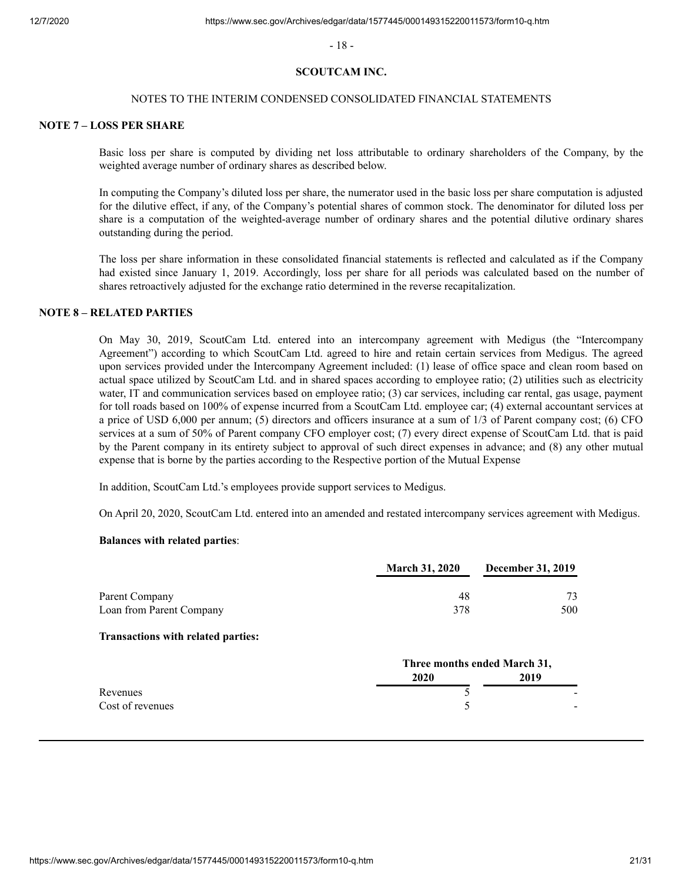**SCOUTCAM INC.**

NOTES TO THE INTERIM CONDENSED CONSOLIDATED FINANCIAL STATEMENTS

## NOTE 7 – LOSS PER SHARE

Basic loss per share is computed by dividing net loss attributable to ordinary shareholders of the Company, by the weighted average number of ordinary shares as described below.

In computing the Company's diluted loss per share, the numerator used in the basic loss per share computation is adjusted for the dilutive effect, if any, of the Company's potential shares of common stock. The denominator for diluted loss per share is a computation of the weighted-average number of ordinary shares and the potential dilutive ordinary shares outstanding during the period.

The loss per share information in these consolidated financial statements is reflected and calculated as if the Company had existed since January 1, 2019. Accordingly, loss per share for all periods was calculated based on the number of shares retroactively adjusted for the exchange ratio determined in the reverse recapitalization.

## NOTE 8 – RELATED PARTIES

On May 30, 2019, ScoutCam Ltd. entered into an intercompany agreement with Medigus (the "Intercompany Agreement") according to which ScoutCam Ltd. agreed to hire and retain certain services from Medigus. The agreed upon services provided under the Intercompany Agreement included: (1) lease of office space and clean room based on actual space utilized by ScoutCam Ltd. and in shared spaces according to employee ratio; (2) utilities such as electricity water, IT and communication services based on employee ratio; (3) car services, including car rental, gas usage, payment for toll roads based on 100% of expense incurred from a ScoutCam Ltd. employee car; (4) external accountant services at a price of USD 6,000 per annum; (5) directors and officers insurance at a sum of 1/3 of Parent company cost; (6) CFO services at a sum of 50% of Parent company CFO employer cost; (7) every direct expense of ScoutCam Ltd. that is paid by the Parent company in its entirety subject to approval of such direct expenses in advance; and (8) any other mutual expense that is borne by the parties according to the Respective portion of the Mutual Expense

In addition, ScoutCam Ltd.'s employees provide support services to Medigus.

On April 20, 2020, ScoutCam Ltd. entered into an amended and restated intercompany services agreement with Medigus.

**Balances with related parties**:

| | March 31, 2020 | December 31, 2019 |
|---|---|---|
| Parent Company | 48 | 73 |
| Loan from Parent Company | 378 | 500 |

**Transactions with related parties:**

| | Three months ended March 31, | |
|---|---|---|
| | 2020 | 2019 |
| Revenues | 5 | - |
| Cost of revenues | 5 | - |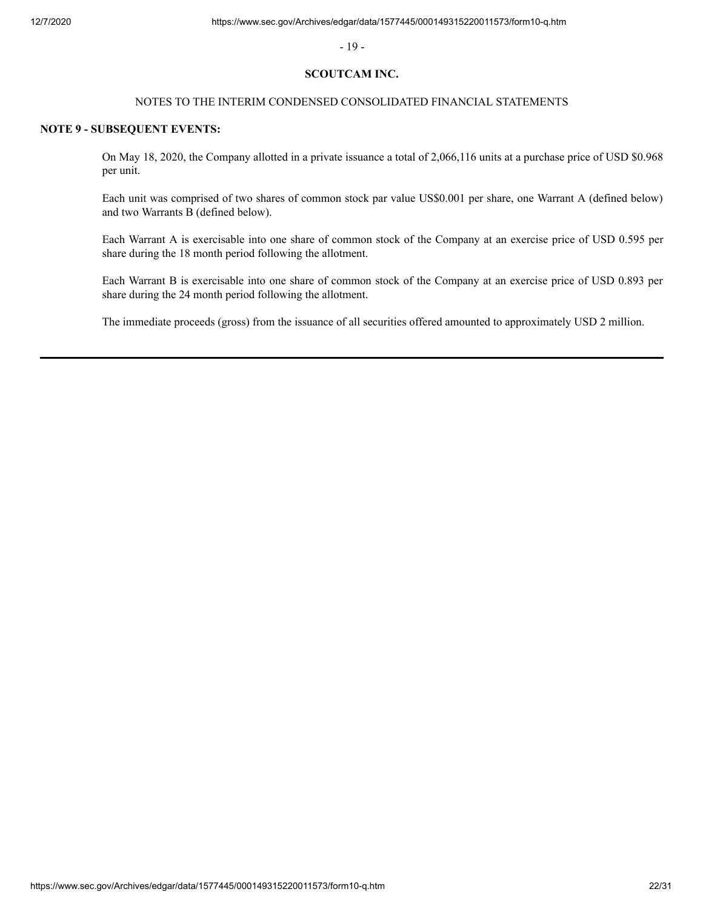**SCOUTCAM INC.**

NOTES TO THE INTERIM CONDENSED CONSOLIDATED FINANCIAL STATEMENTS

**NOTE 9 - SUBSEQUENT EVENTS:**

On May 18, 2020, the Company allotted in a private issuance a total of 2,066,116 units at a purchase price of USD $0.968 per unit.

Each unit was comprised of two shares of common stock par value US$0.001 per share, one Warrant A (defined below) and two Warrants B (defined below).

Each Warrant A is exercisable into one share of common stock of the Company at an exercise price of USD 0.595 per share during the 18 month period following the allotment.

Each Warrant B is exercisable into one share of common stock of the Company at an exercise price of USD 0.893 per share during the 24 month period following the allotment.

The immediate proceeds (gross) from the issuance of all securities offered amounted to approximately USD 2 million.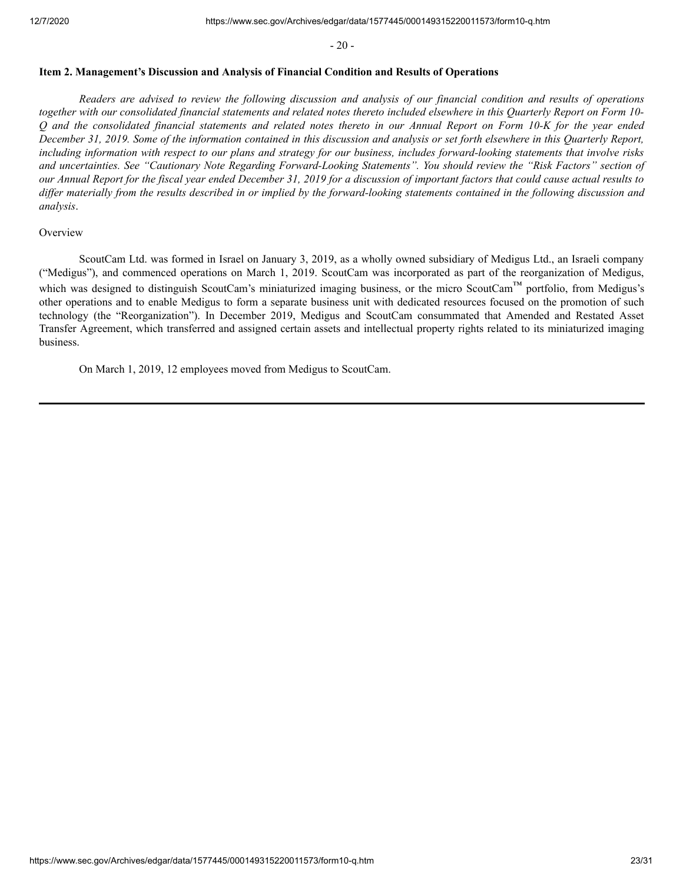## Item 2. Management's Discussion and Analysis of Financial Condition and Results of Operations

*Readers are advised to review the following discussion and analysis of our financial condition and results of operations together with our consolidated financial statements and related notes thereto included elsewhere in this Quarterly Report on Form 10-Q and the consolidated financial statements and related notes thereto in our Annual Report on Form 10-K for the year ended December 31, 2019. Some of the information contained in this discussion and analysis or set forth elsewhere in this Quarterly Report, including information with respect to our plans and strategy for our business, includes forward-looking statements that involve risks and uncertainties. See "Cautionary Note Regarding Forward-Looking Statements". You should review the "Risk Factors" section of our Annual Report for the fiscal year ended December 31, 2019 for a discussion of important factors that could cause actual results to differ materially from the results described in or implied by the forward-looking statements contained in the following discussion and analysis*.

Overview

ScoutCam Ltd. was formed in Israel on January 3, 2019, as a wholly owned subsidiary of Medigus Ltd., an Israeli company ("Medigus"), and commenced operations on March 1, 2019. ScoutCam was incorporated as part of the reorganization of Medigus, which was designed to distinguish ScoutCam's miniaturized imaging business, or the micro ScoutCam™ portfolio, from Medigus's other operations and to enable Medigus to form a separate business unit with dedicated resources focused on the promotion of such technology (the "Reorganization"). In December 2019, Medigus and ScoutCam consummated that Amended and Restated Asset Transfer Agreement, which transferred and assigned certain assets and intellectual property rights related to its miniaturized imaging business.

On March 1, 2019, 12 employees moved from Medigus to ScoutCam.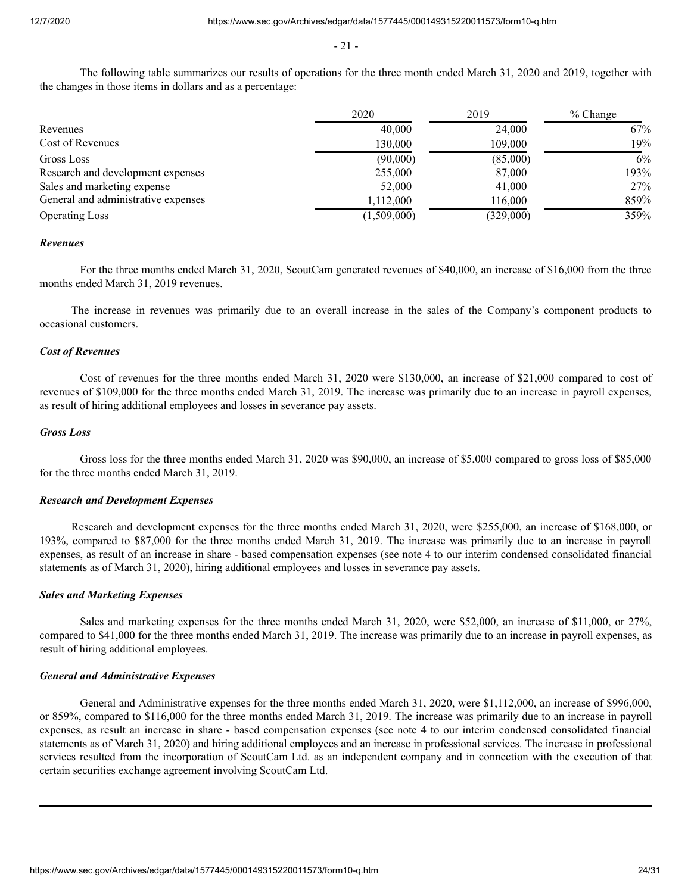The following table summarizes our results of operations for the three month ended March 31, 2020 and 2019, together with the changes in those items in dollars and as a percentage:

| | 2020 | 2019 | % Change |
|---|---|---|---|
| Revenues | 40,000 | 24,000 | 67% |
| Cost of Revenues | 130,000 | 109,000 | 19% |
| Gross Loss | (90,000) | (85,000) | 6% |
| Research and development expenses | 255,000 | 87,000 | 193% |
| Sales and marketing expense | 52,000 | 41,000 | 27% |
| General and administrative expenses | 1,112,000 | 116,000 | 859% |
| Operating Loss | (1,509,000) | (329,000) | 359% |

***Revenues***

For the three months ended March 31, 2020, ScoutCam generated revenues of $40,000, an increase of $16,000 from the three months ended March 31, 2019 revenues.

The increase in revenues was primarily due to an overall increase in the sales of the Company's component products to occasional customers.

***Cost of Revenues***

Cost of revenues for the three months ended March 31, 2020 were $130,000, an increase of $21,000 compared to cost of revenues of $109,000 for the three months ended March 31, 2019. The increase was primarily due to an increase in payroll expenses, as result of hiring additional employees and losses in severance pay assets.

***Gross Loss***

Gross loss for the three months ended March 31, 2020 was $90,000, an increase of $5,000 compared to gross loss of $85,000 for the three months ended March 31, 2019.

***Research and Development Expenses***

Research and development expenses for the three months ended March 31, 2020, were $255,000, an increase of $168,000, or 193%, compared to $87,000 for the three months ended March 31, 2019. The increase was primarily due to an increase in payroll expenses, as result of an increase in share - based compensation expenses (see note 4 to our interim condensed consolidated financial statements as of March 31, 2020), hiring additional employees and losses in severance pay assets.

***Sales and Marketing Expenses***

Sales and marketing expenses for the three months ended March 31, 2020, were $52,000, an increase of $11,000, or 27%, compared to $41,000 for the three months ended March 31, 2019. The increase was primarily due to an increase in payroll expenses, as result of hiring additional employees.

***General and Administrative Expenses***

General and Administrative expenses for the three months ended March 31, 2020, were $1,112,000, an increase of $996,000, or 859%, compared to $116,000 for the three months ended March 31, 2019. The increase was primarily due to an increase in payroll expenses, as result an increase in share - based compensation expenses (see note 4 to our interim condensed consolidated financial statements as of March 31, 2020) and hiring additional employees and an increase in professional services. The increase in professional services resulted from the incorporation of ScoutCam Ltd. as an independent company and in connection with the execution of that certain securities exchange agreement involving ScoutCam Ltd.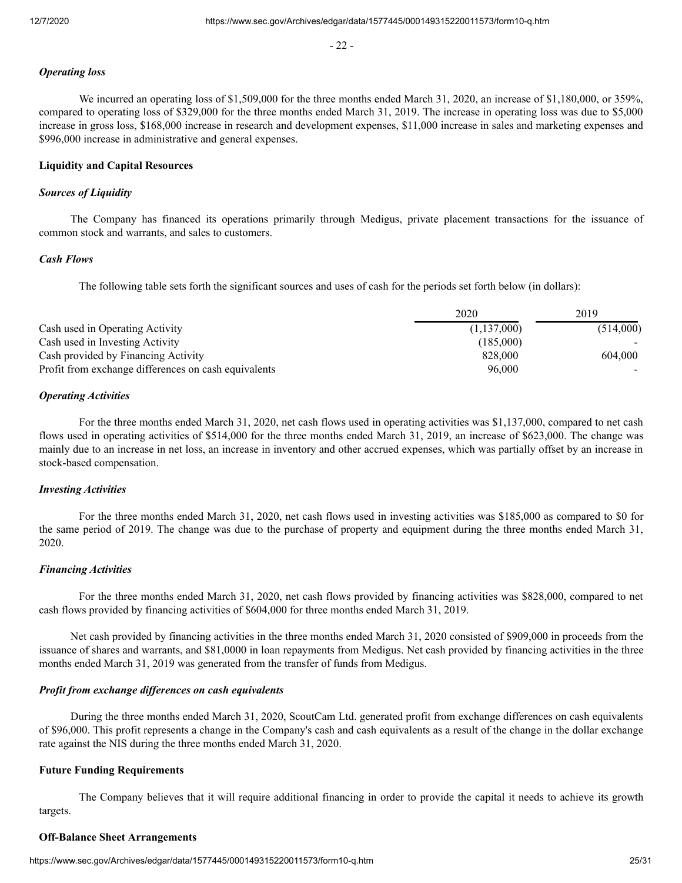### *Operating loss*

We incurred an operating loss of $1,509,000 for the three months ended March 31, 2020, an increase of $1,180,000, or 359%, compared to operating loss of $329,000 for the three months ended March 31, 2019. The increase in operating loss was due to $5,000 increase in gross loss, $168,000 increase in research and development expenses, $11,000 increase in sales and marketing expenses and $996,000 increase in administrative and general expenses.

### Liquidity and Capital Resources

#### *Sources of Liquidity*

The Company has financed its operations primarily through Medigus, private placement transactions for the issuance of common stock and warrants, and sales to customers.

#### *Cash Flows*

The following table sets forth the significant sources and uses of cash for the periods set forth below (in dollars):

| | 2020 | 2019 |
|---|---|---|
| Cash used in Operating Activity | (1,137,000) | (514,000) |
| Cash used in Investing Activity | (185,000) | - |
| Cash provided by Financing Activity | 828,000 | 604,000 |
| Profit from exchange differences on cash equivalents | 96,000 | - |

#### *Operating Activities*

For the three months ended March 31, 2020, net cash flows used in operating activities was $1,137,000, compared to net cash flows used in operating activities of $514,000 for the three months ended March 31, 2019, an increase of $623,000. The change was mainly due to an increase in net loss, an increase in inventory and other accrued expenses, which was partially offset by an increase in stock-based compensation.

#### *Investing Activities*

For the three months ended March 31, 2020, net cash flows used in investing activities was $185,000 as compared to $0 for the same period of 2019. The change was due to the purchase of property and equipment during the three months ended March 31, 2020.

#### *Financing Activities*

For the three months ended March 31, 2020, net cash flows provided by financing activities was $828,000, compared to net cash flows provided by financing activities of $604,000 for three months ended March 31, 2019.

Net cash provided by financing activities in the three months ended March 31, 2020 consisted of $909,000 in proceeds from the issuance of shares and warrants, and $81,0000 in loan repayments from Medigus. Net cash provided by financing activities in the three months ended March 31, 2019 was generated from the transfer of funds from Medigus.

#### *Profit from exchange differences on cash equivalents*

During the three months ended March 31, 2020, ScoutCam Ltd. generated profit from exchange differences on cash equivalents of $96,000. This profit represents a change in the Company's cash and cash equivalents as a result of the change in the dollar exchange rate against the NIS during the three months ended March 31, 2020.

### Future Funding Requirements

The Company believes that it will require additional financing in order to provide the capital it needs to achieve its growth targets.

### Off-Balance Sheet Arrangements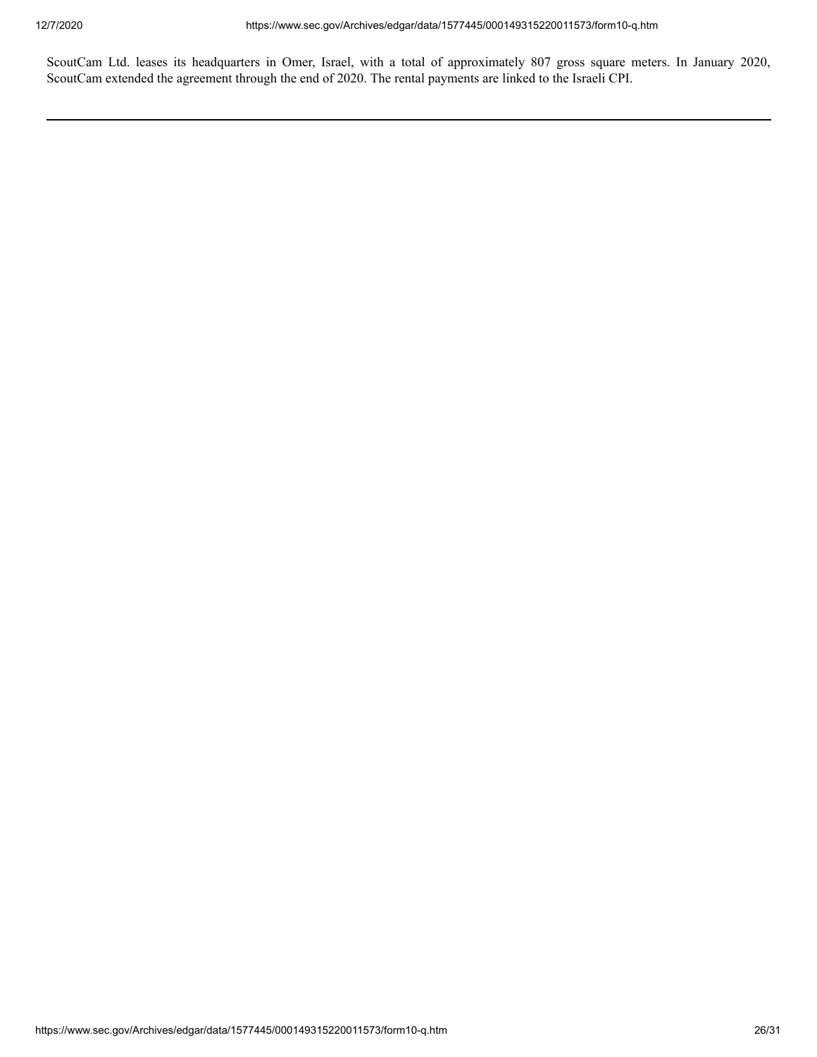ScoutCam Ltd. leases its headquarters in Omer, Israel, with a total of approximately 807 gross square meters. In January 2020, ScoutCam extended the agreement through the end of 2020. The rental payments are linked to the Israeli CPI.

---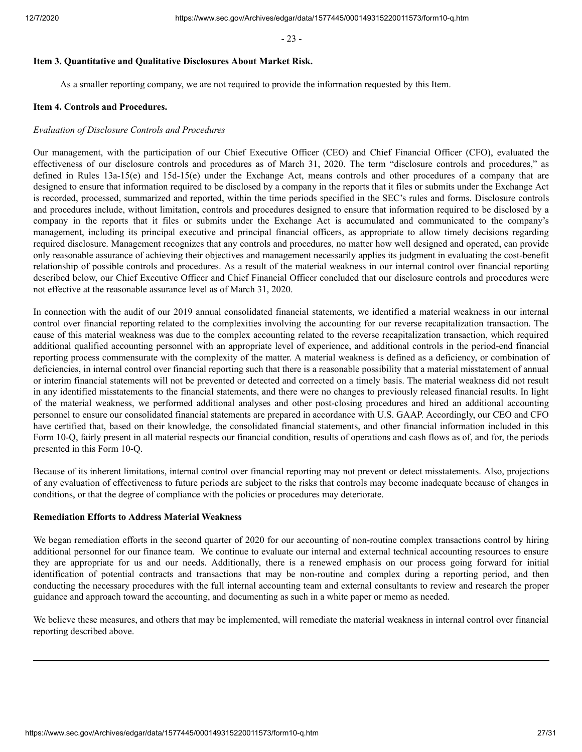### Item 3. Quantitative and Qualitative Disclosures About Market Risk.

As a smaller reporting company, we are not required to provide the information requested by this Item.

### Item 4. Controls and Procedures.

*Evaluation of Disclosure Controls and Procedures*

Our management, with the participation of our Chief Executive Officer (CEO) and Chief Financial Officer (CFO), evaluated the effectiveness of our disclosure controls and procedures as of March 31, 2020. The term "disclosure controls and procedures," as defined in Rules 13a-15(e) and 15d-15(e) under the Exchange Act, means controls and other procedures of a company that are designed to ensure that information required to be disclosed by a company in the reports that it files or submits under the Exchange Act is recorded, processed, summarized and reported, within the time periods specified in the SEC's rules and forms. Disclosure controls and procedures include, without limitation, controls and procedures designed to ensure that information required to be disclosed by a company in the reports that it files or submits under the Exchange Act is accumulated and communicated to the company's management, including its principal executive and principal financial officers, as appropriate to allow timely decisions regarding required disclosure. Management recognizes that any controls and procedures, no matter how well designed and operated, can provide only reasonable assurance of achieving their objectives and management necessarily applies its judgment in evaluating the cost-benefit relationship of possible controls and procedures. As a result of the material weakness in our internal control over financial reporting described below, our Chief Executive Officer and Chief Financial Officer concluded that our disclosure controls and procedures were not effective at the reasonable assurance level as of March 31, 2020.

In connection with the audit of our 2019 annual consolidated financial statements, we identified a material weakness in our internal control over financial reporting related to the complexities involving the accounting for our reverse recapitalization transaction. The cause of this material weakness was due to the complex accounting related to the reverse recapitalization transaction, which required additional qualified accounting personnel with an appropriate level of experience, and additional controls in the period-end financial reporting process commensurate with the complexity of the matter. A material weakness is defined as a deficiency, or combination of deficiencies, in internal control over financial reporting such that there is a reasonable possibility that a material misstatement of annual or interim financial statements will not be prevented or detected and corrected on a timely basis. The material weakness did not result in any identified misstatements to the financial statements, and there were no changes to previously released financial results. In light of the material weakness, we performed additional analyses and other post-closing procedures and hired an additional accounting personnel to ensure our consolidated financial statements are prepared in accordance with U.S. GAAP. Accordingly, our CEO and CFO have certified that, based on their knowledge, the consolidated financial statements, and other financial information included in this Form 10-Q, fairly present in all material respects our financial condition, results of operations and cash flows as of, and for, the periods presented in this Form 10-Q.

Because of its inherent limitations, internal control over financial reporting may not prevent or detect misstatements. Also, projections of any evaluation of effectiveness to future periods are subject to the risks that controls may become inadequate because of changes in conditions, or that the degree of compliance with the policies or procedures may deteriorate.

**Remediation Efforts to Address Material Weakness**

We began remediation efforts in the second quarter of 2020 for our accounting of non-routine complex transactions control by hiring additional personnel for our finance team. We continue to evaluate our internal and external technical accounting resources to ensure they are appropriate for us and our needs. Additionally, there is a renewed emphasis on our process going forward for initial identification of potential contracts and transactions that may be non-routine and complex during a reporting period, and then conducting the necessary procedures with the full internal accounting team and external consultants to review and research the proper guidance and approach toward the accounting, and documenting as such in a white paper or memo as needed.

We believe these measures, and others that may be implemented, will remediate the material weakness in internal control over financial reporting described above.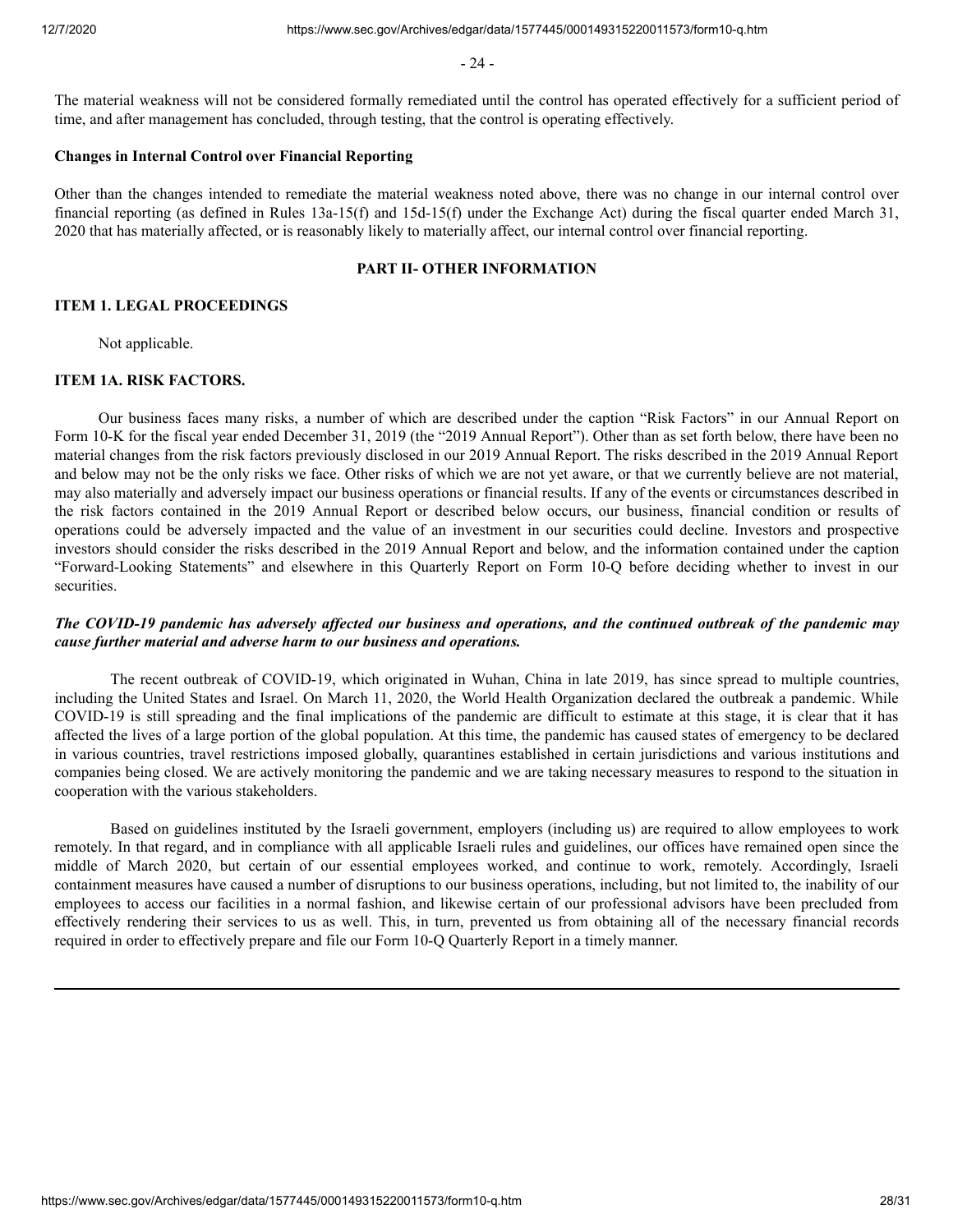The material weakness will not be considered formally remediated until the control has operated effectively for a sufficient period of time, and after management has concluded, through testing, that the control is operating effectively.

**Changes in Internal Control over Financial Reporting**

Other than the changes intended to remediate the material weakness noted above, there was no change in our internal control over financial reporting (as defined in Rules 13a-15(f) and 15d-15(f) under the Exchange Act) during the fiscal quarter ended March 31, 2020 that has materially affected, or is reasonably likely to materially affect, our internal control over financial reporting.

## PART II- OTHER INFORMATION

### ITEM 1. LEGAL PROCEEDINGS

Not applicable.

### ITEM 1A. RISK FACTORS.

Our business faces many risks, a number of which are described under the caption "Risk Factors" in our Annual Report on Form 10-K for the fiscal year ended December 31, 2019 (the "2019 Annual Report"). Other than as set forth below, there have been no material changes from the risk factors previously disclosed in our 2019 Annual Report. The risks described in the 2019 Annual Report and below may not be the only risks we face. Other risks of which we are not yet aware, or that we currently believe are not material, may also materially and adversely impact our business operations or financial results. If any of the events or circumstances described in the risk factors contained in the 2019 Annual Report or described below occurs, our business, financial condition or results of operations could be adversely impacted and the value of an investment in our securities could decline. Investors and prospective investors should consider the risks described in the 2019 Annual Report and below, and the information contained under the caption "Forward-Looking Statements" and elsewhere in this Quarterly Report on Form 10-Q before deciding whether to invest in our securities.

***The COVID-19 pandemic has adversely affected our business and operations, and the continued outbreak of the pandemic may cause further material and adverse harm to our business and operations.***

The recent outbreak of COVID-19, which originated in Wuhan, China in late 2019, has since spread to multiple countries, including the United States and Israel. On March 11, 2020, the World Health Organization declared the outbreak a pandemic. While COVID-19 is still spreading and the final implications of the pandemic are difficult to estimate at this stage, it is clear that it has affected the lives of a large portion of the global population. At this time, the pandemic has caused states of emergency to be declared in various countries, travel restrictions imposed globally, quarantines established in certain jurisdictions and various institutions and companies being closed. We are actively monitoring the pandemic and we are taking necessary measures to respond to the situation in cooperation with the various stakeholders.

Based on guidelines instituted by the Israeli government, employers (including us) are required to allow employees to work remotely. In that regard, and in compliance with all applicable Israeli rules and guidelines, our offices have remained open since the middle of March 2020, but certain of our essential employees worked, and continue to work, remotely. Accordingly, Israeli containment measures have caused a number of disruptions to our business operations, including, but not limited to, the inability of our employees to access our facilities in a normal fashion, and likewise certain of our professional advisors have been precluded from effectively rendering their services to us as well. This, in turn, prevented us from obtaining all of the necessary financial records required in order to effectively prepare and file our Form 10-Q Quarterly Report in a timely manner.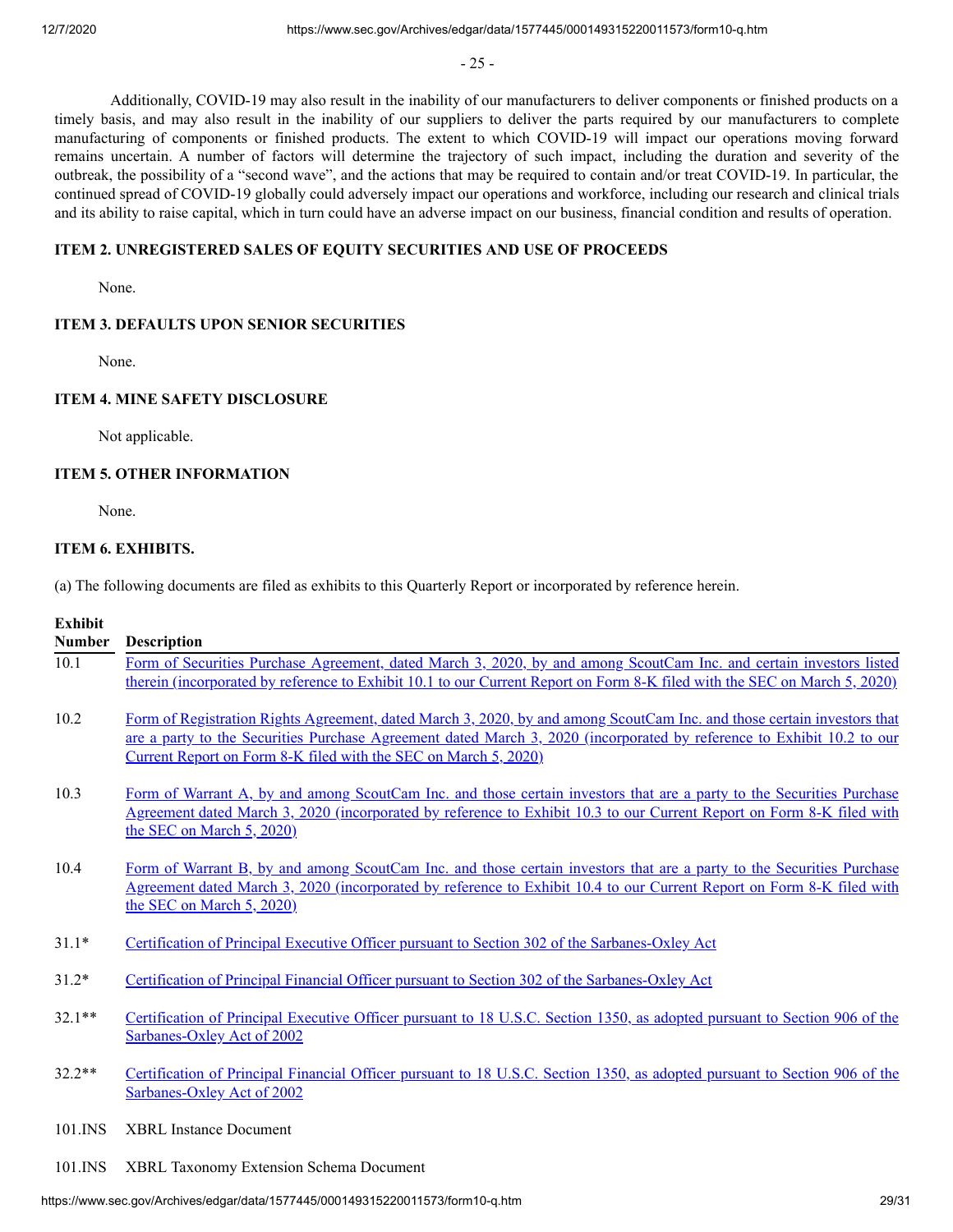Additionally, COVID-19 may also result in the inability of our manufacturers to deliver components or finished products on a timely basis, and may also result in the inability of our suppliers to deliver the parts required by our manufacturers to complete manufacturing of components or finished products. The extent to which COVID-19 will impact our operations moving forward remains uncertain. A number of factors will determine the trajectory of such impact, including the duration and severity of the outbreak, the possibility of a "second wave", and the actions that may be required to contain and/or treat COVID-19. In particular, the continued spread of COVID-19 globally could adversely impact our operations and workforce, including our research and clinical trials and its ability to raise capital, which in turn could have an adverse impact on our business, financial condition and results of operation.

## ITEM 2. UNREGISTERED SALES OF EQUITY SECURITIES AND USE OF PROCEEDS

None.

## ITEM 3. DEFAULTS UPON SENIOR SECURITIES

None.

## ITEM 4. MINE SAFETY DISCLOSURE

Not applicable.

## ITEM 5. OTHER INFORMATION

None.

## ITEM 6. EXHIBITS.

(a) The following documents are filed as exhibits to this Quarterly Report or incorporated by reference herein.

| Exhibit Number | Description |
|---|---|
| 10.1 | Form of Securities Purchase Agreement, dated March 3, 2020, by and among ScoutCam Inc. and certain investors listed therein (incorporated by reference to Exhibit 10.1 to our Current Report on Form 8-K filed with the SEC on March 5, 2020) |
| 10.2 | Form of Registration Rights Agreement, dated March 3, 2020, by and among ScoutCam Inc. and those certain investors that are a party to the Securities Purchase Agreement dated March 3, 2020 (incorporated by reference to Exhibit 10.2 to our Current Report on Form 8-K filed with the SEC on March 5, 2020) |
| 10.3 | Form of Warrant A, by and among ScoutCam Inc. and those certain investors that are a party to the Securities Purchase Agreement dated March 3, 2020 (incorporated by reference to Exhibit 10.3 to our Current Report on Form 8-K filed with the SEC on March 5, 2020) |
| 10.4 | Form of Warrant B, by and among ScoutCam Inc. and those certain investors that are a party to the Securities Purchase Agreement dated March 3, 2020 (incorporated by reference to Exhibit 10.4 to our Current Report on Form 8-K filed with the SEC on March 5, 2020) |
| 31.1* | Certification of Principal Executive Officer pursuant to Section 302 of the Sarbanes-Oxley Act |
| 31.2* | Certification of Principal Financial Officer pursuant to Section 302 of the Sarbanes-Oxley Act |
| 32.1** | Certification of Principal Executive Officer pursuant to 18 U.S.C. Section 1350, as adopted pursuant to Section 906 of the Sarbanes-Oxley Act of 2002 |
| 32.2** | Certification of Principal Financial Officer pursuant to 18 U.S.C. Section 1350, as adopted pursuant to Section 906 of the Sarbanes-Oxley Act of 2002 |
| 101.INS | XBRL Instance Document |
| 101.INS | XBRL Taxonomy Extension Schema Document |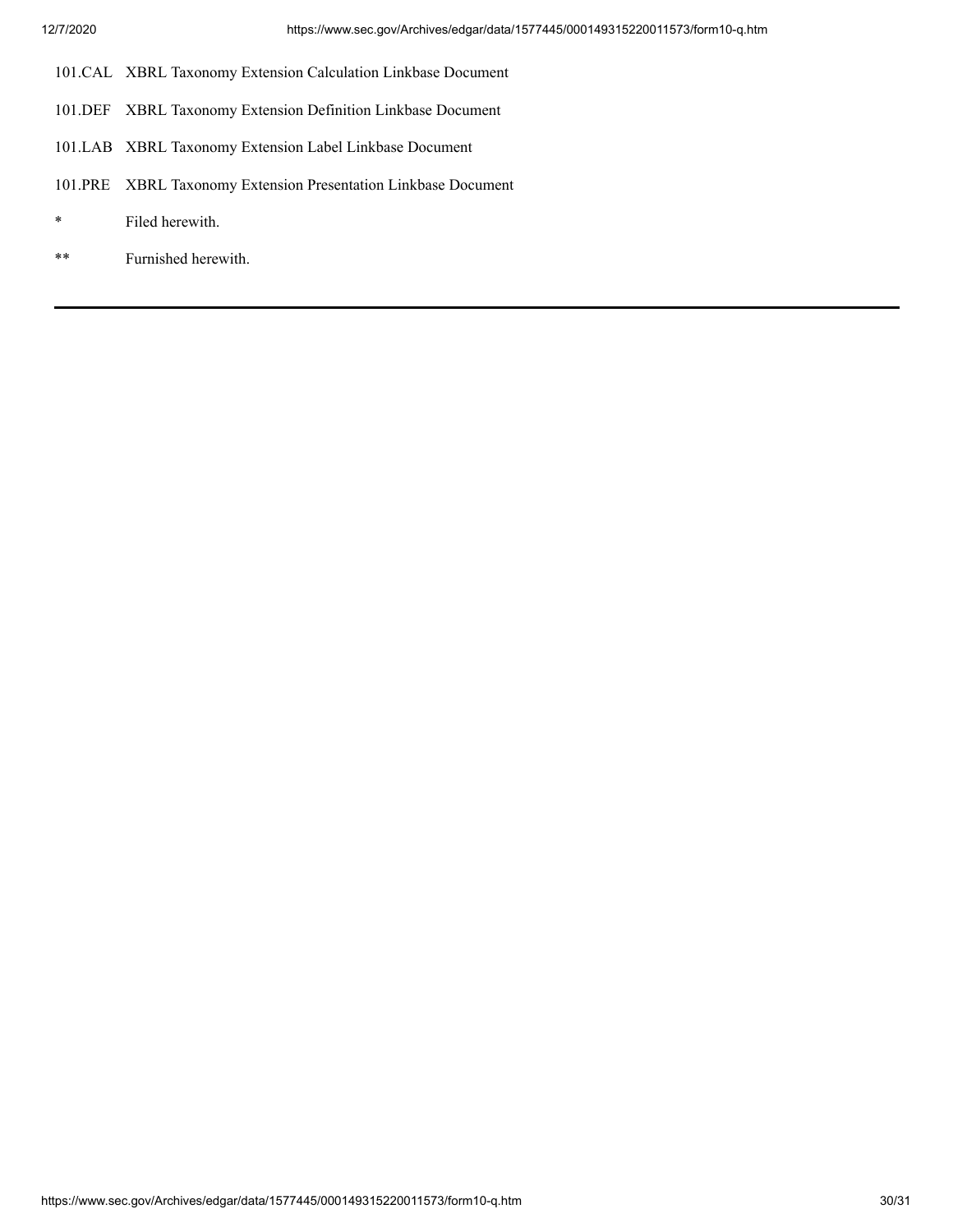| | |
|---|---|
| 101.CAL | XBRL Taxonomy Extension Calculation Linkbase Document |
| 101.DEF | XBRL Taxonomy Extension Definition Linkbase Document |
| 101.LAB | XBRL Taxonomy Extension Label Linkbase Document |
| 101.PRE | XBRL Taxonomy Extension Presentation Linkbase Document |

| | |
|---|---|
| * | Filed herewith. |
| ** | Furnished herewith. |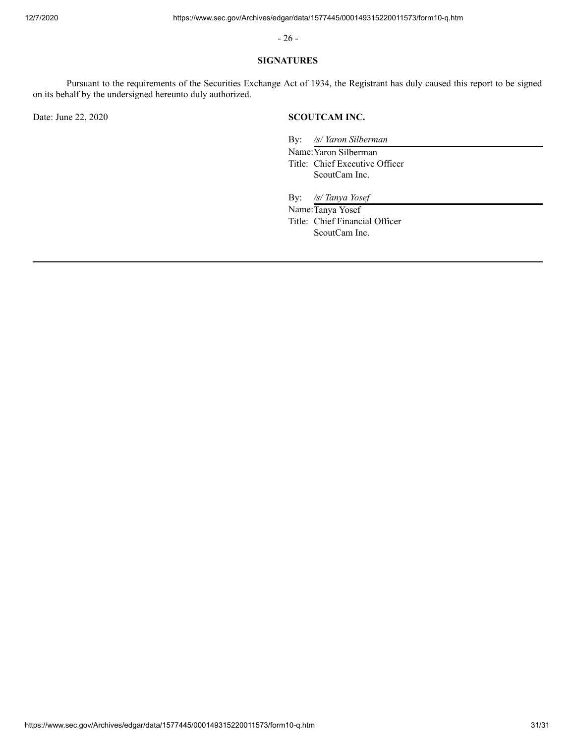## SIGNATURES

Pursuant to the requirements of the Securities Exchange Act of 1934, the Registrant has duly caused this report to be signed on its behalf by the undersigned hereunto duly authorized.

Date: June 22, 2020

**SCOUTCAM INC.**

By: */s/ Yaron Silberman*
Name: Yaron Silberman
Title: Chief Executive Officer
ScoutCam Inc.

By: */s/ Tanya Yosef*
Name: Tanya Yosef
Title: Chief Financial Officer
ScoutCam Inc.